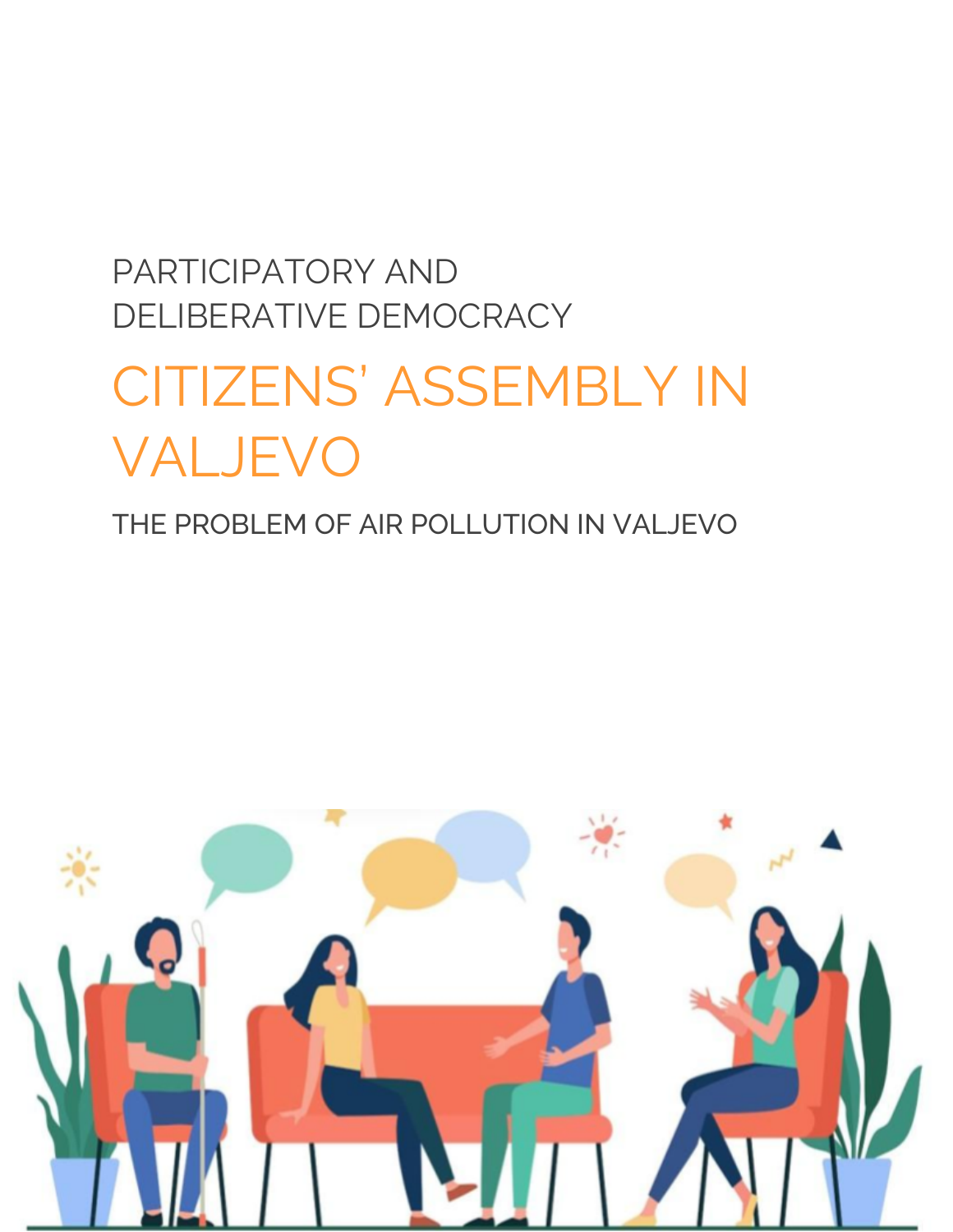PARTICIPATORY AND
DELIBERATIVE DEMOCRACY

# CITIZENS' ASSEMBLY IN VALJEVO

## THE PROBLEM OF AIR POLLUTION IN VALJEVO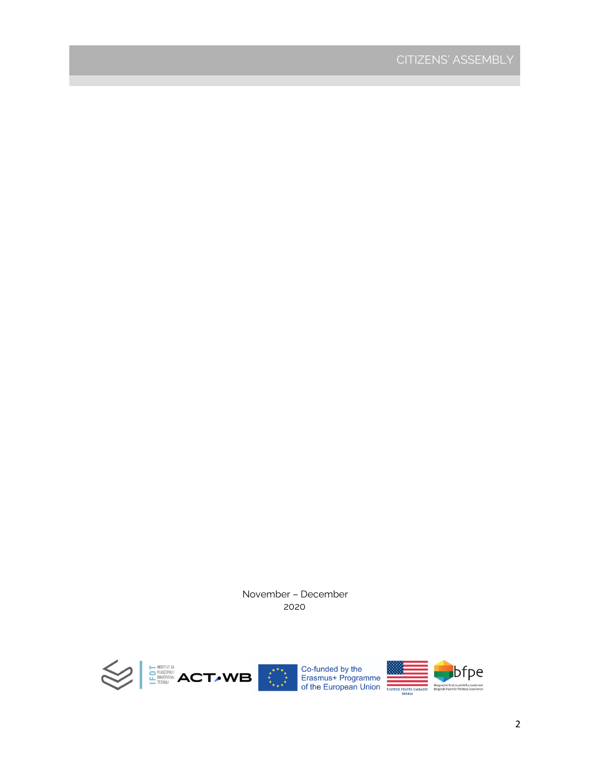November – December
2020

Co-funded by the Erasmus+ Programme of the European Union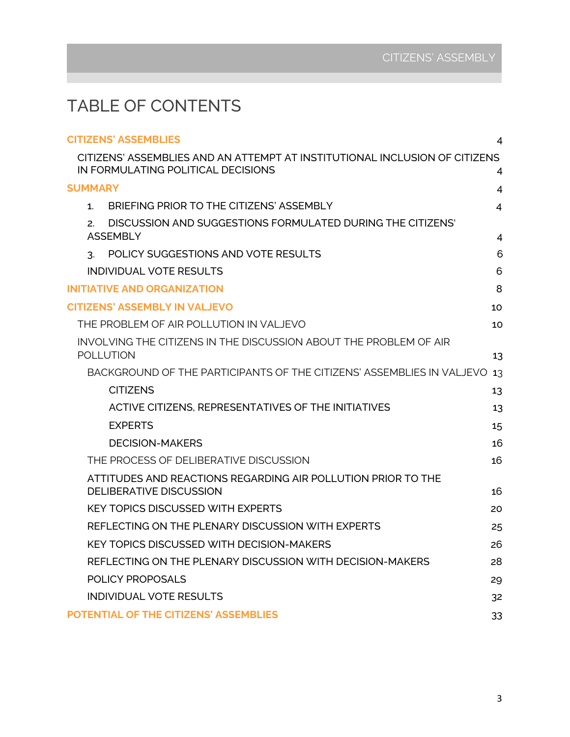# TABLE OF CONTENTS

**CITIZENS' ASSEMBLIES** 4

- CITIZENS' ASSEMBLIES AND AN ATTEMPT AT INSTITUTIONAL INCLUSION OF CITIZENS IN FORMULATING POLITICAL DECISIONS 4

**SUMMARY** 4

1. BRIEFING PRIOR TO THE CITIZENS' ASSEMBLY 4
2. DISCUSSION AND SUGGESTIONS FORMULATED DURING THE CITIZENS' ASSEMBLY 4
3. POLICY SUGGESTIONS AND VOTE RESULTS 6

- INDIVIDUAL VOTE RESULTS 6

**INITIATIVE AND ORGANIZATION** 8

**CITIZENS' ASSEMBLY IN VALJEVO** 10

- THE PROBLEM OF AIR POLLUTION IN VALJEVO 10
- INVOLVING THE CITIZENS IN THE DISCUSSION ABOUT THE PROBLEM OF AIR POLLUTION 13
  - BACKGROUND OF THE PARTICIPANTS OF THE CITIZENS' ASSEMBLIES IN VALJEVO 13
    - CITIZENS 13
    - ACTIVE CITIZENS, REPRESENTATIVES OF THE INITIATIVES 13
    - EXPERTS 15
    - DECISION-MAKERS 16
  - THE PROCESS OF DELIBERATIVE DISCUSSION 16
  - ATTITUDES AND REACTIONS REGARDING AIR POLLUTION PRIOR TO THE DELIBERATIVE DISCUSSION 16
  - KEY TOPICS DISCUSSED WITH EXPERTS 20
  - REFLECTING ON THE PLENARY DISCUSSION WITH EXPERTS 25
  - KEY TOPICS DISCUSSED WITH DECISION-MAKERS 26
  - REFLECTING ON THE PLENARY DISCUSSION WITH DECISION-MAKERS 28
  - POLICY PROPOSALS 29
  - INDIVIDUAL VOTE RESULTS 32

**POTENTIAL OF THE CITIZENS' ASSEMBLIES** 33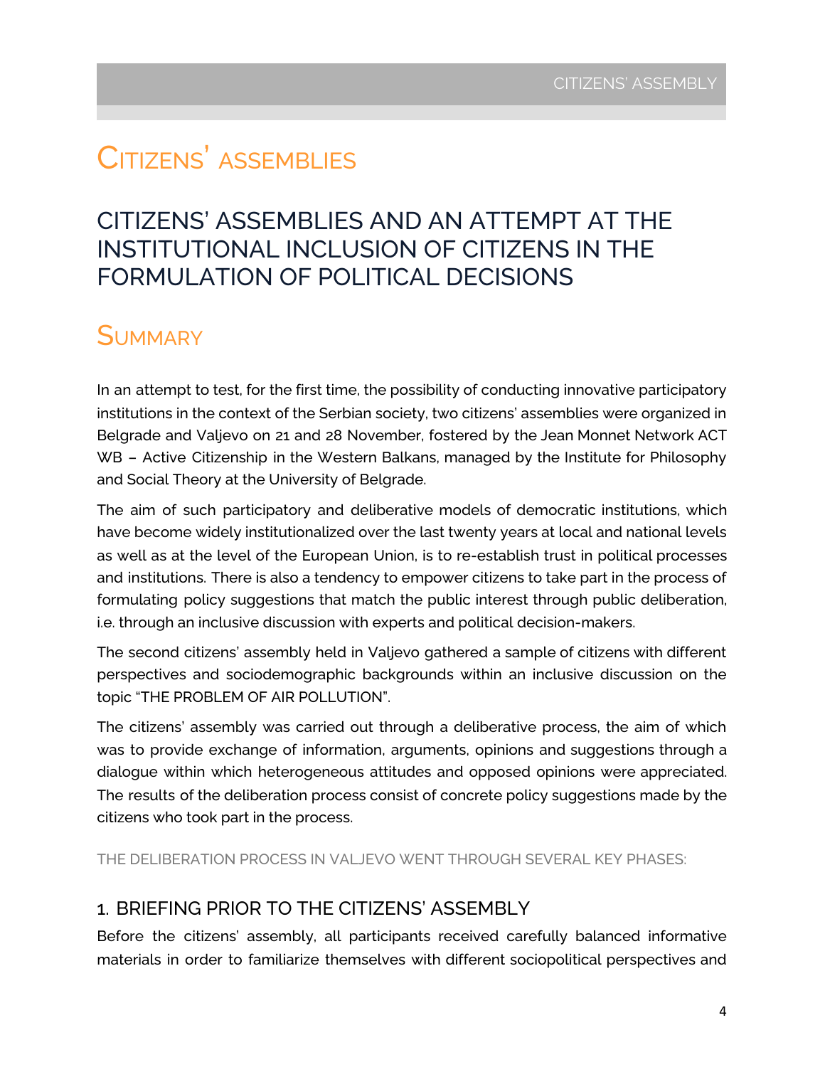# Citizens' assemblies

## CITIZENS' ASSEMBLIES AND AN ATTEMPT AT THE INSTITUTIONAL INCLUSION OF CITIZENS IN THE FORMULATION OF POLITICAL DECISIONS

## Summary

In an attempt to test, for the first time, the possibility of conducting innovative participatory institutions in the context of the Serbian society, two citizens' assemblies were organized in Belgrade and Valjevo on 21 and 28 November, fostered by the Jean Monnet Network ACT WB – Active Citizenship in the Western Balkans, managed by the Institute for Philosophy and Social Theory at the University of Belgrade.

The aim of such participatory and deliberative models of democratic institutions, which have become widely institutionalized over the last twenty years at local and national levels as well as at the level of the European Union, is to re-establish trust in political processes and institutions. There is also a tendency to empower citizens to take part in the process of formulating policy suggestions that match the public interest through public deliberation, i.e. through an inclusive discussion with experts and political decision-makers.

The second citizens' assembly held in Valjevo gathered a sample of citizens with different perspectives and sociodemographic backgrounds within an inclusive discussion on the topic "THE PROBLEM OF AIR POLLUTION".

The citizens' assembly was carried out through a deliberative process, the aim of which was to provide exchange of information, arguments, opinions and suggestions through a dialogue within which heterogeneous attitudes and opposed opinions were appreciated. The results of the deliberation process consist of concrete policy suggestions made by the citizens who took part in the process.

THE DELIBERATION PROCESS IN VALJEVO WENT THROUGH SEVERAL KEY PHASES:

### 1. BRIEFING PRIOR TO THE CITIZENS' ASSEMBLY

Before the citizens' assembly, all participants received carefully balanced informative materials in order to familiarize themselves with different sociopolitical perspectives and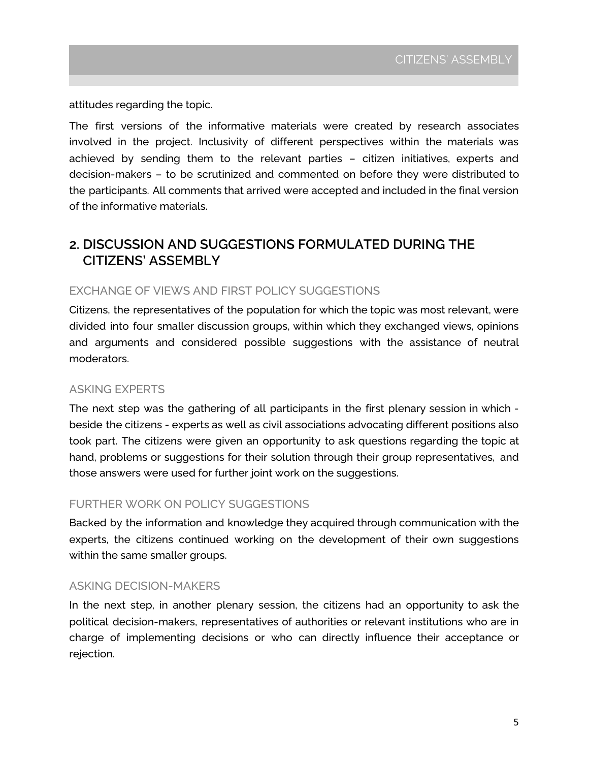attitudes regarding the topic.

The first versions of the informative materials were created by research associates involved in the project. Inclusivity of different perspectives within the materials was achieved by sending them to the relevant parties – citizen initiatives, experts and decision-makers – to be scrutinized and commented on before they were distributed to the participants. All comments that arrived were accepted and included in the final version of the informative materials.

## 2. DISCUSSION AND SUGGESTIONS FORMULATED DURING THE CITIZENS' ASSEMBLY

### EXCHANGE OF VIEWS AND FIRST POLICY SUGGESTIONS

Citizens, the representatives of the population for which the topic was most relevant, were divided into four smaller discussion groups, within which they exchanged views, opinions and arguments and considered possible suggestions with the assistance of neutral moderators.

### ASKING EXPERTS

The next step was the gathering of all participants in the first plenary session in which - beside the citizens - experts as well as civil associations advocating different positions also took part. The citizens were given an opportunity to ask questions regarding the topic at hand, problems or suggestions for their solution through their group representatives, and those answers were used for further joint work on the suggestions.

### FURTHER WORK ON POLICY SUGGESTIONS

Backed by the information and knowledge they acquired through communication with the experts, the citizens continued working on the development of their own suggestions within the same smaller groups.

### ASKING DECISION-MAKERS

In the next step, in another plenary session, the citizens had an opportunity to ask the political decision-makers, representatives of authorities or relevant institutions who are in charge of implementing decisions or who can directly influence their acceptance or rejection.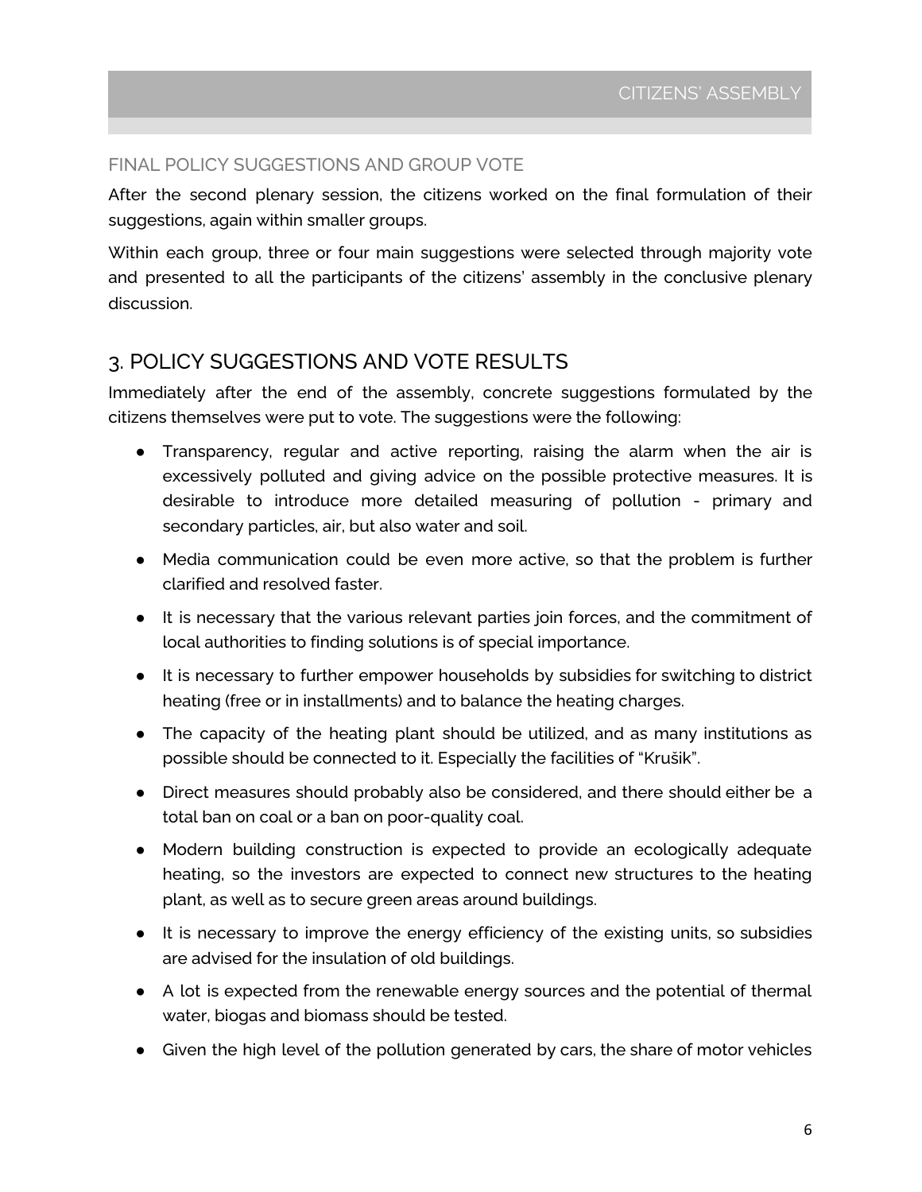### FINAL POLICY SUGGESTIONS AND GROUP VOTE

After the second plenary session, the citizens worked on the final formulation of their suggestions, again within smaller groups.

Within each group, three or four main suggestions were selected through majority vote and presented to all the participants of the citizens' assembly in the conclusive plenary discussion.

## 3. POLICY SUGGESTIONS AND VOTE RESULTS

Immediately after the end of the assembly, concrete suggestions formulated by the citizens themselves were put to vote. The suggestions were the following:

- Transparency, regular and active reporting, raising the alarm when the air is excessively polluted and giving advice on the possible protective measures. It is desirable to introduce more detailed measuring of pollution - primary and secondary particles, air, but also water and soil.
- Media communication could be even more active, so that the problem is further clarified and resolved faster.
- It is necessary that the various relevant parties join forces, and the commitment of local authorities to finding solutions is of special importance.
- It is necessary to further empower households by subsidies for switching to district heating (free or in installments) and to balance the heating charges.
- The capacity of the heating plant should be utilized, and as many institutions as possible should be connected to it. Especially the facilities of "Krušik".
- Direct measures should probably also be considered, and there should either be a total ban on coal or a ban on poor-quality coal.
- Modern building construction is expected to provide an ecologically adequate heating, so the investors are expected to connect new structures to the heating plant, as well as to secure green areas around buildings.
- It is necessary to improve the energy efficiency of the existing units, so subsidies are advised for the insulation of old buildings.
- A lot is expected from the renewable energy sources and the potential of thermal water, biogas and biomass should be tested.
- Given the high level of the pollution generated by cars, the share of motor vehicles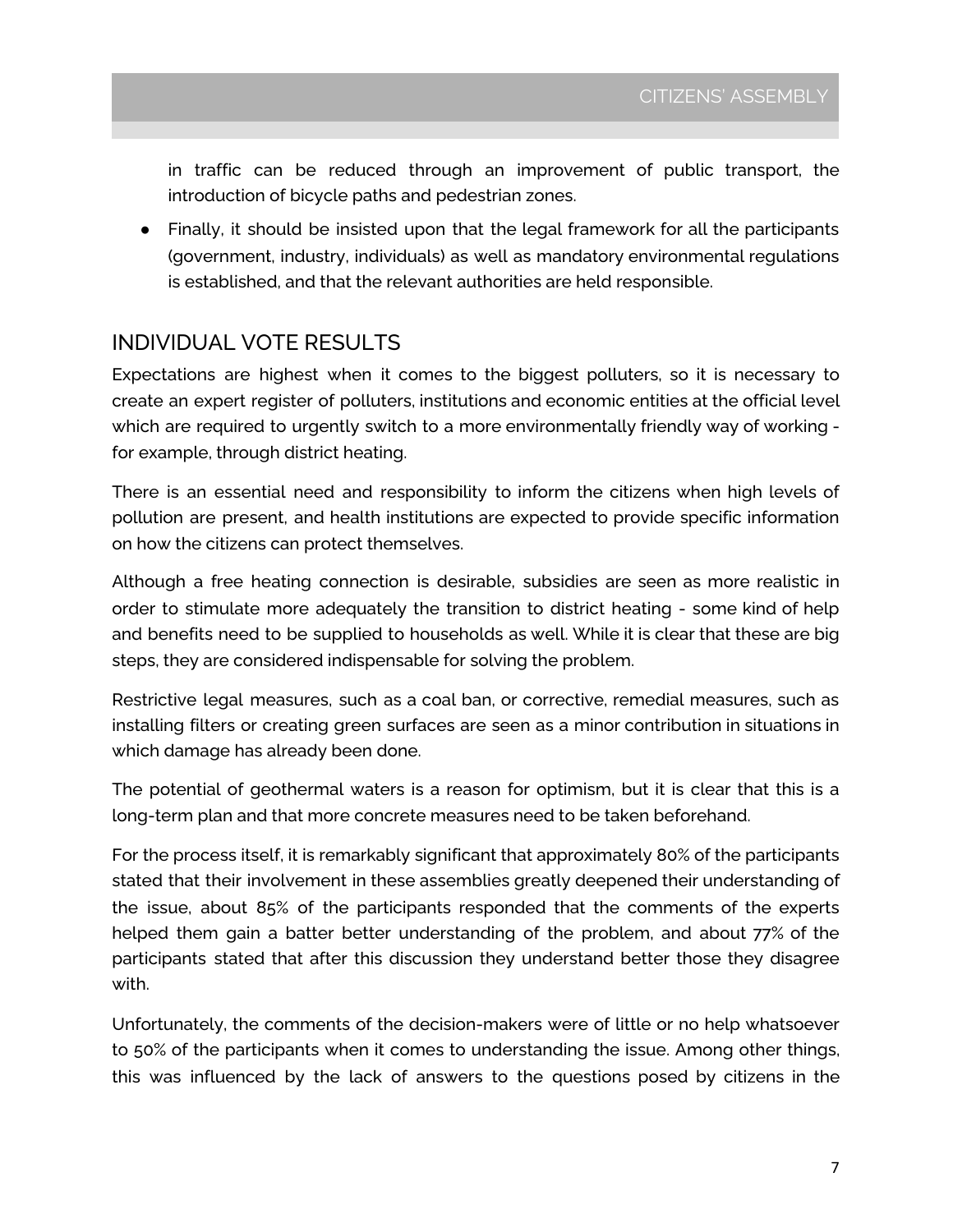in traffic can be reduced through an improvement of public transport, the introduction of bicycle paths and pedestrian zones.

- Finally, it should be insisted upon that the legal framework for all the participants (government, industry, individuals) as well as mandatory environmental regulations is established, and that the relevant authorities are held responsible.

## INDIVIDUAL VOTE RESULTS

Expectations are highest when it comes to the biggest polluters, so it is necessary to create an expert register of polluters, institutions and economic entities at the official level which are required to urgently switch to a more environmentally friendly way of working - for example, through district heating.

There is an essential need and responsibility to inform the citizens when high levels of pollution are present, and health institutions are expected to provide specific information on how the citizens can protect themselves.

Although a free heating connection is desirable, subsidies are seen as more realistic in order to stimulate more adequately the transition to district heating - some kind of help and benefits need to be supplied to households as well. While it is clear that these are big steps, they are considered indispensable for solving the problem.

Restrictive legal measures, such as a coal ban, or corrective, remedial measures, such as installing filters or creating green surfaces are seen as a minor contribution in situations in which damage has already been done.

The potential of geothermal waters is a reason for optimism, but it is clear that this is a long-term plan and that more concrete measures need to be taken beforehand.

For the process itself, it is remarkably significant that approximately 80% of the participants stated that their involvement in these assemblies greatly deepened their understanding of the issue, about 85% of the participants responded that the comments of the experts helped them gain a batter better understanding of the problem, and about 77% of the participants stated that after this discussion they understand better those they disagree with.

Unfortunately, the comments of the decision-makers were of little or no help whatsoever to 50% of the participants when it comes to understanding the issue. Among other things, this was influenced by the lack of answers to the questions posed by citizens in the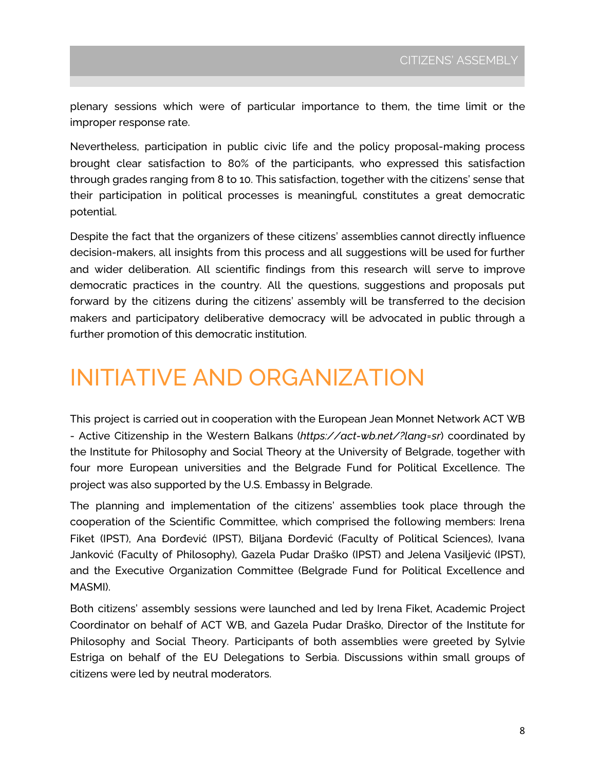plenary sessions which were of particular importance to them, the time limit or the improper response rate.

Nevertheless, participation in public civic life and the policy proposal-making process brought clear satisfaction to 80% of the participants, who expressed this satisfaction through grades ranging from 8 to 10. This satisfaction, together with the citizens' sense that their participation in political processes is meaningful, constitutes a great democratic potential.

Despite the fact that the organizers of these citizens' assemblies cannot directly influence decision-makers, all insights from this process and all suggestions will be used for further and wider deliberation. All scientific findings from this research will serve to improve democratic practices in the country. All the questions, suggestions and proposals put forward by the citizens during the citizens' assembly will be transferred to the decision makers and participatory deliberative democracy will be advocated in public through a further promotion of this democratic institution.

# INITIATIVE AND ORGANIZATION

This project is carried out in cooperation with the European Jean Monnet Network ACT WB - Active Citizenship in the Western Balkans (*https://act-wb.net/?lang=sr*) coordinated by the Institute for Philosophy and Social Theory at the University of Belgrade, together with four more European universities and the Belgrade Fund for Political Excellence. The project was also supported by the U.S. Embassy in Belgrade.

The planning and implementation of the citizens' assemblies took place through the cooperation of the Scientific Committee, which comprised the following members: Irena Fiket (IPST), Ana Đorđević (IPST), Biljana Đorđević (Faculty of Political Sciences), Ivana Janković (Faculty of Philosophy), Gazela Pudar Draško (IPST) and Jelena Vasiljević (IPST), and the Executive Organization Committee (Belgrade Fund for Political Excellence and MASMI).

Both citizens' assembly sessions were launched and led by Irena Fiket, Academic Project Coordinator on behalf of ACT WB, and Gazela Pudar Draško, Director of the Institute for Philosophy and Social Theory. Participants of both assemblies were greeted by Sylvie Estriga on behalf of the EU Delegations to Serbia. Discussions within small groups of citizens were led by neutral moderators.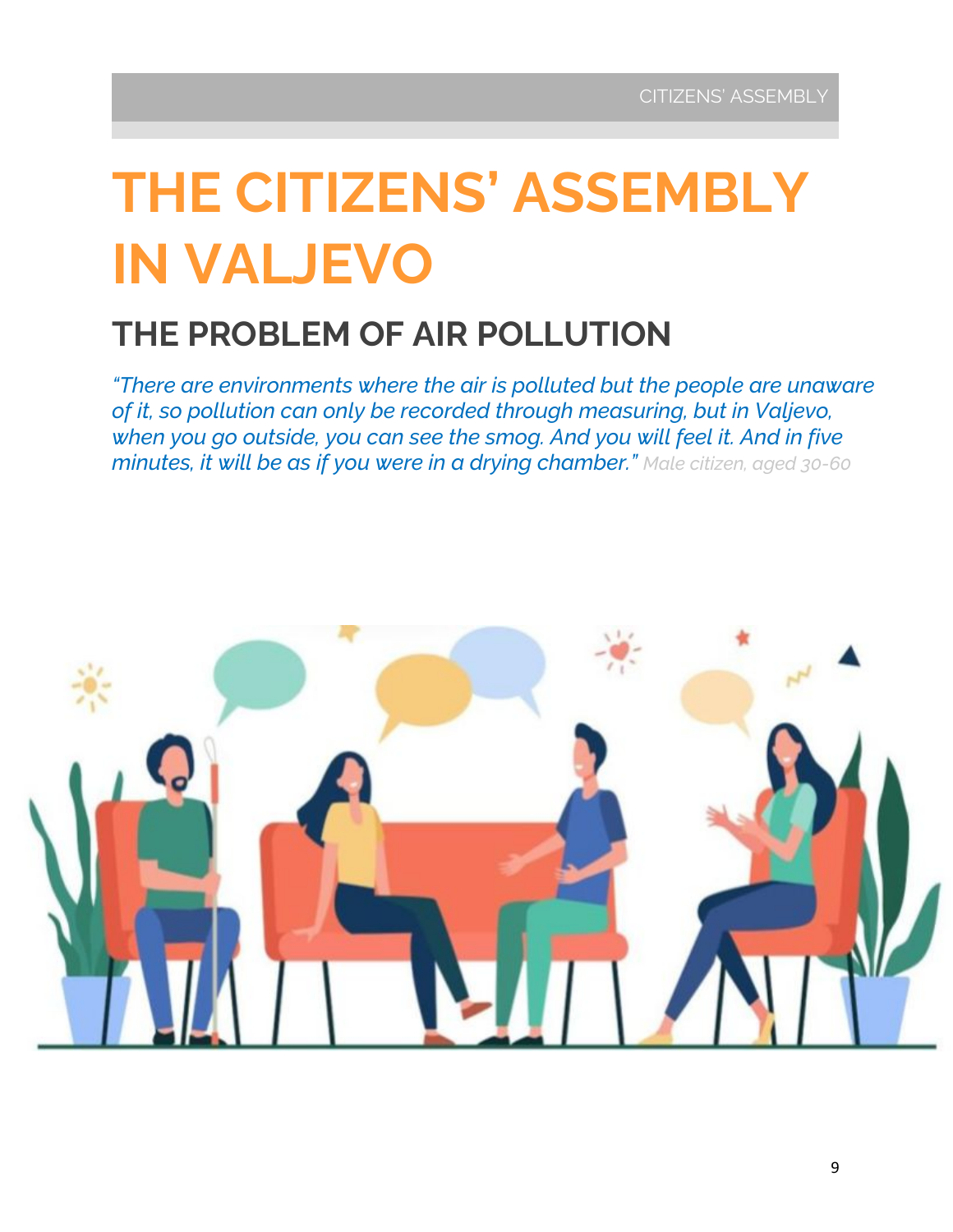# THE CITIZENS' ASSEMBLY IN VALJEVO

## THE PROBLEM OF AIR POLLUTION

*"There are environments where the air is polluted but the people are unaware of it, so pollution can only be recorded through measuring, but in Valjevo, when you go outside, you can see the smog. And you will feel it. And in five minutes, it will be as if you were in a drying chamber."* Male citizen, aged 30-60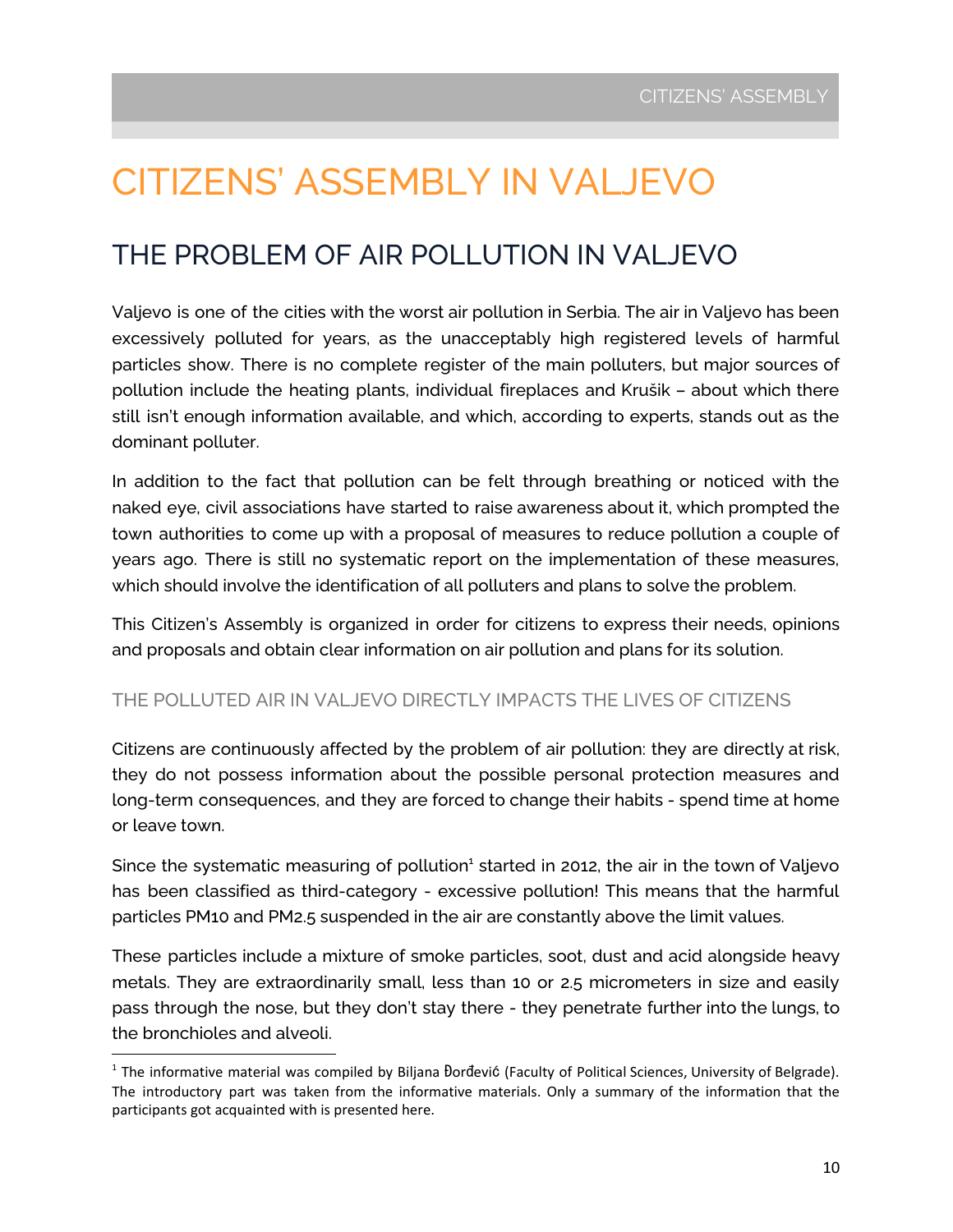# CITIZENS' ASSEMBLY IN VALJEVO

## THE PROBLEM OF AIR POLLUTION IN VALJEVO

Valjevo is one of the cities with the worst air pollution in Serbia. The air in Valjevo has been excessively polluted for years, as the unacceptably high registered levels of harmful particles show. There is no complete register of the main polluters, but major sources of pollution include the heating plants, individual fireplaces and Krušik – about which there still isn't enough information available, and which, according to experts, stands out as the dominant polluter.

In addition to the fact that pollution can be felt through breathing or noticed with the naked eye, civil associations have started to raise awareness about it, which prompted the town authorities to come up with a proposal of measures to reduce pollution a couple of years ago. There is still no systematic report on the implementation of these measures, which should involve the identification of all polluters and plans to solve the problem.

This Citizen's Assembly is organized in order for citizens to express their needs, opinions and proposals and obtain clear information on air pollution and plans for its solution.

### THE POLLUTED AIR IN VALJEVO DIRECTLY IMPACTS THE LIVES OF CITIZENS

Citizens are continuously affected by the problem of air pollution: they are directly at risk, they do not possess information about the possible personal protection measures and long-term consequences, and they are forced to change their habits - spend time at home or leave town.

Since the systematic measuring of pollution[1] started in 2012, the air in the town of Valjevo has been classified as third-category - excessive pollution! This means that the harmful particles PM10 and PM2.5 suspended in the air are constantly above the limit values.

These particles include a mixture of smoke particles, soot, dust and acid alongside heavy metals. They are extraordinarily small, less than 10 or 2.5 micrometers in size and easily pass through the nose, but they don't stay there - they penetrate further into the lungs, to the bronchioles and alveoli.

---

[1] The informative material was compiled by Biljana Đorđević (Faculty of Political Sciences, University of Belgrade). The introductory part was taken from the informative materials. Only a summary of the information that the participants got acquainted with is presented here.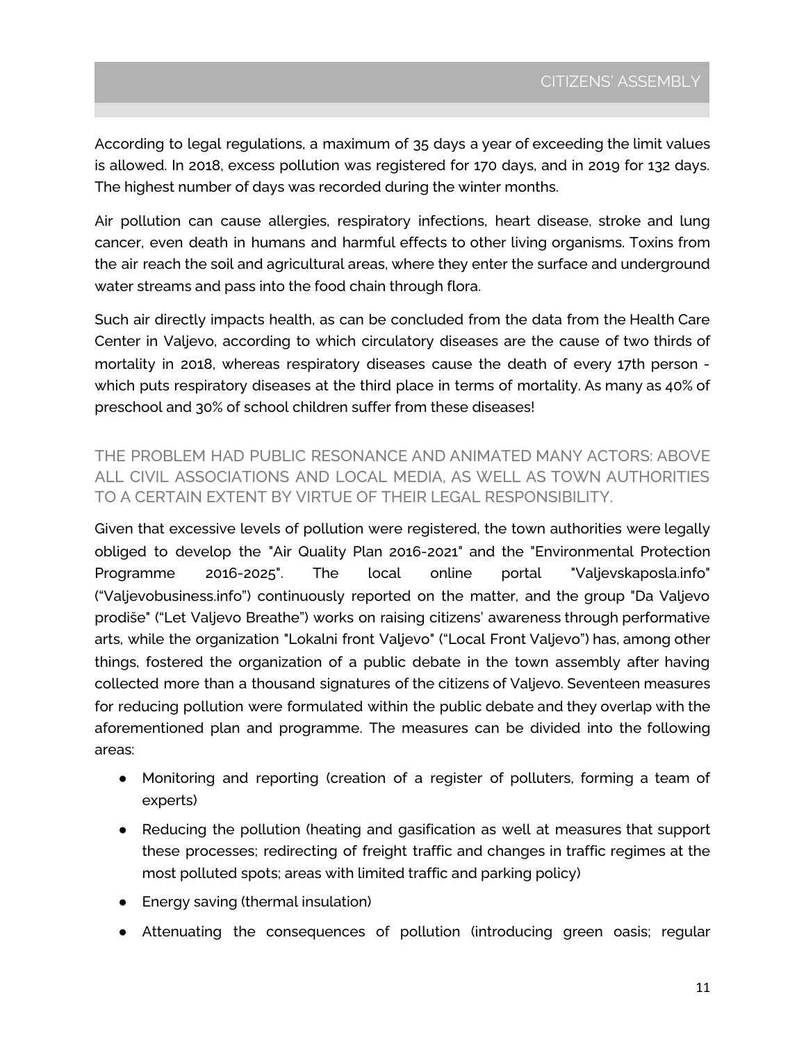According to legal regulations, a maximum of 35 days a year of exceeding the limit values is allowed. In 2018, excess pollution was registered for 170 days, and in 2019 for 132 days. The highest number of days was recorded during the winter months.

Air pollution can cause allergies, respiratory infections, heart disease, stroke and lung cancer, even death in humans and harmful effects to other living organisms. Toxins from the air reach the soil and agricultural areas, where they enter the surface and underground water streams and pass into the food chain through flora.

Such air directly impacts health, as can be concluded from the data from the Health Care Center in Valjevo, according to which circulatory diseases are the cause of two thirds of mortality in 2018, whereas respiratory diseases cause the death of every 17th person - which puts respiratory diseases at the third place in terms of mortality. As many as 40% of preschool and 30% of school children suffer from these diseases!

### THE PROBLEM HAD PUBLIC RESONANCE AND ANIMATED MANY ACTORS: ABOVE ALL CIVIL ASSOCIATIONS AND LOCAL MEDIA, AS WELL AS TOWN AUTHORITIES TO A CERTAIN EXTENT BY VIRTUE OF THEIR LEGAL RESPONSIBILITY.

Given that excessive levels of pollution were registered, the town authorities were legally obliged to develop the "Air Quality Plan 2016-2021" and the "Environmental Protection Programme 2016-2025". The local online portal "Valjevskaposla.info" ("Valjevobusiness.info") continuously reported on the matter, and the group "Da Valjevo prodiše" ("Let Valjevo Breathe") works on raising citizens' awareness through performative arts, while the organization "Lokalni front Valjevo" ("Local Front Valjevo") has, among other things, fostered the organization of a public debate in the town assembly after having collected more than a thousand signatures of the citizens of Valjevo. Seventeen measures for reducing pollution were formulated within the public debate and they overlap with the aforementioned plan and programme. The measures can be divided into the following areas:

- Monitoring and reporting (creation of a register of polluters, forming a team of experts)
- Reducing the pollution (heating and gasification as well at measures that support these processes; redirecting of freight traffic and changes in traffic regimes at the most polluted spots; areas with limited traffic and parking policy)
- Energy saving (thermal insulation)
- Attenuating the consequences of pollution (introducing green oasis; regular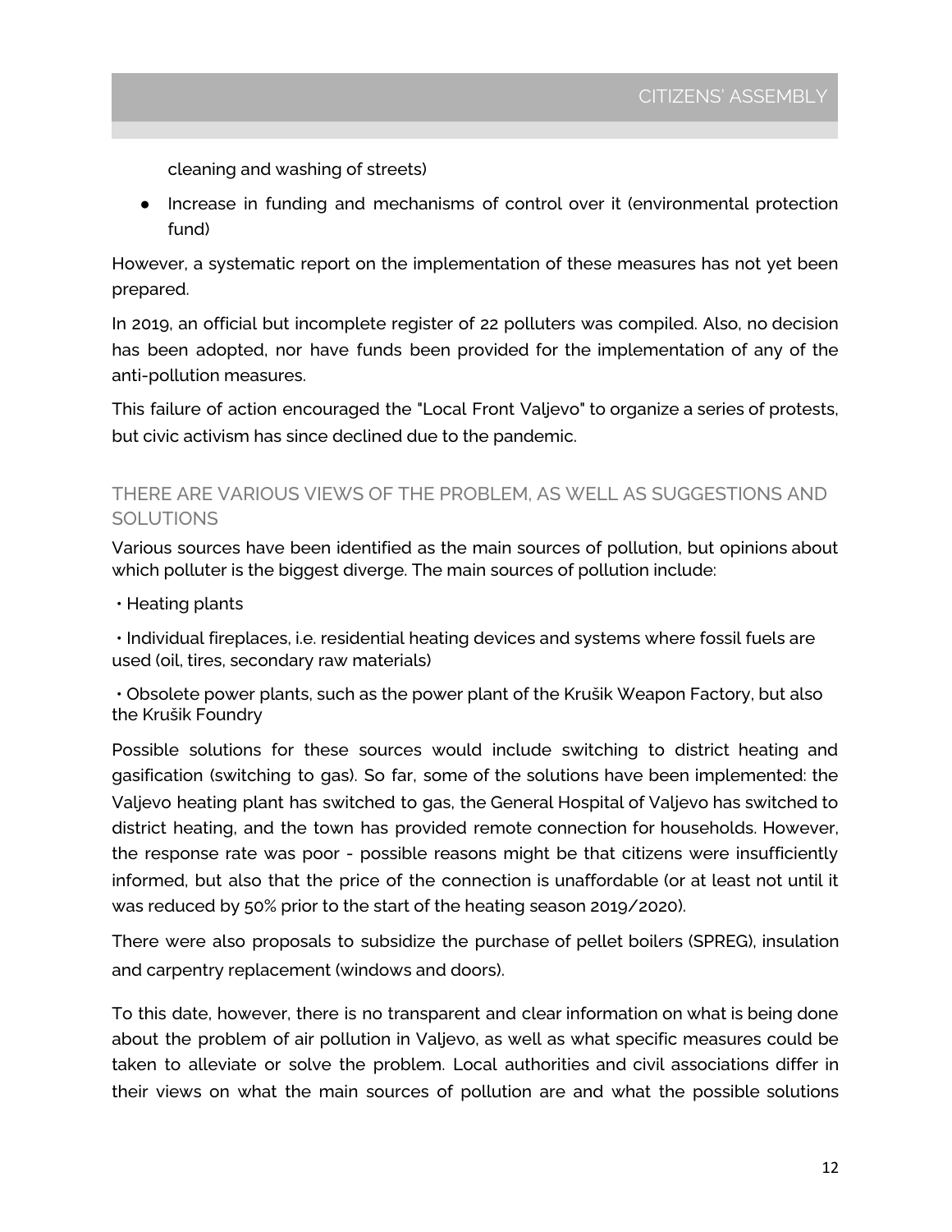cleaning and washing of streets)

- Increase in funding and mechanisms of control over it (environmental protection fund)

However, a systematic report on the implementation of these measures has not yet been prepared.

In 2019, an official but incomplete register of 22 polluters was compiled. Also, no decision has been adopted, nor have funds been provided for the implementation of any of the anti-pollution measures.

This failure of action encouraged the "Local Front Valjevo" to organize a series of protests, but civic activism has since declined due to the pandemic.

## THERE ARE VARIOUS VIEWS OF THE PROBLEM, AS WELL AS SUGGESTIONS AND SOLUTIONS

Various sources have been identified as the main sources of pollution, but opinions about which polluter is the biggest diverge. The main sources of pollution include:

- Heating plants
- Individual fireplaces, i.e. residential heating devices and systems where fossil fuels are used (oil, tires, secondary raw materials)
- Obsolete power plants, such as the power plant of the Krušik Weapon Factory, but also the Krušik Foundry

Possible solutions for these sources would include switching to district heating and gasification (switching to gas). So far, some of the solutions have been implemented: the Valjevo heating plant has switched to gas, the General Hospital of Valjevo has switched to district heating, and the town has provided remote connection for households. However, the response rate was poor - possible reasons might be that citizens were insufficiently informed, but also that the price of the connection is unaffordable (or at least not until it was reduced by 50% prior to the start of the heating season 2019/2020).

There were also proposals to subsidize the purchase of pellet boilers (SPREG), insulation and carpentry replacement (windows and doors).

To this date, however, there is no transparent and clear information on what is being done about the problem of air pollution in Valjevo, as well as what specific measures could be taken to alleviate or solve the problem. Local authorities and civil associations differ in their views on what the main sources of pollution are and what the possible solutions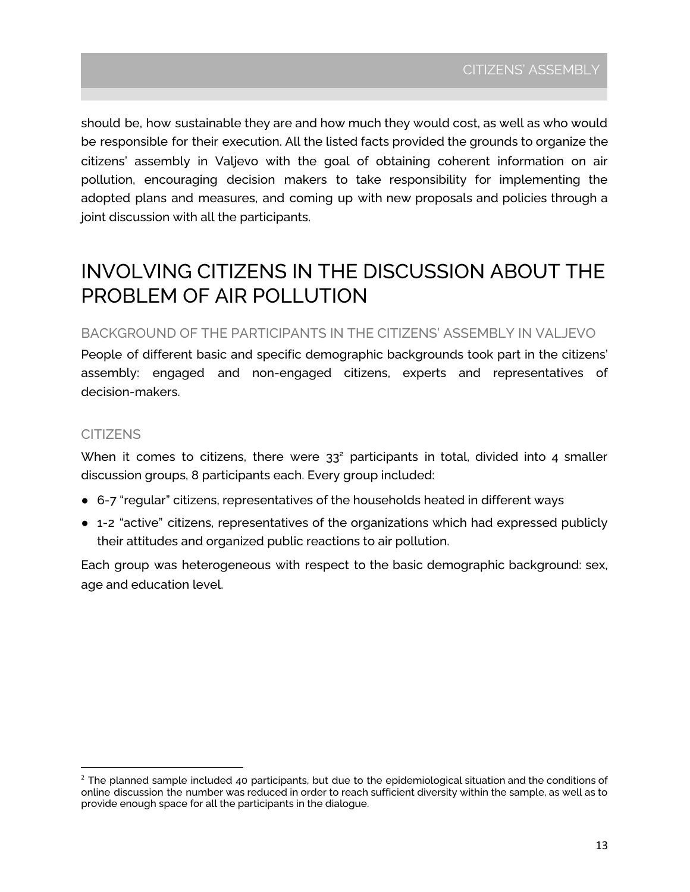should be, how sustainable they are and how much they would cost, as well as who would be responsible for their execution. All the listed facts provided the grounds to organize the citizens' assembly in Valjevo with the goal of obtaining coherent information on air pollution, encouraging decision makers to take responsibility for implementing the adopted plans and measures, and coming up with new proposals and policies through a joint discussion with all the participants.

# INVOLVING CITIZENS IN THE DISCUSSION ABOUT THE PROBLEM OF AIR POLLUTION

## BACKGROUND OF THE PARTICIPANTS IN THE CITIZENS' ASSEMBLY IN VALJEVO

People of different basic and specific demographic backgrounds took part in the citizens' assembly: engaged and non-engaged citizens, experts and representatives of decision-makers.

## CITIZENS

When it comes to citizens, there were 33[2] participants in total, divided into 4 smaller discussion groups, 8 participants each. Every group included:

- 6-7 "regular" citizens, representatives of the households heated in different ways
- 1-2 "active" citizens, representatives of the organizations which had expressed publicly their attitudes and organized public reactions to air pollution.

Each group was heterogeneous with respect to the basic demographic background: sex, age and education level.

[2] The planned sample included 40 participants, but due to the epidemiological situation and the conditions of online discussion the number was reduced in order to reach sufficient diversity within the sample, as well as to provide enough space for all the participants in the dialogue.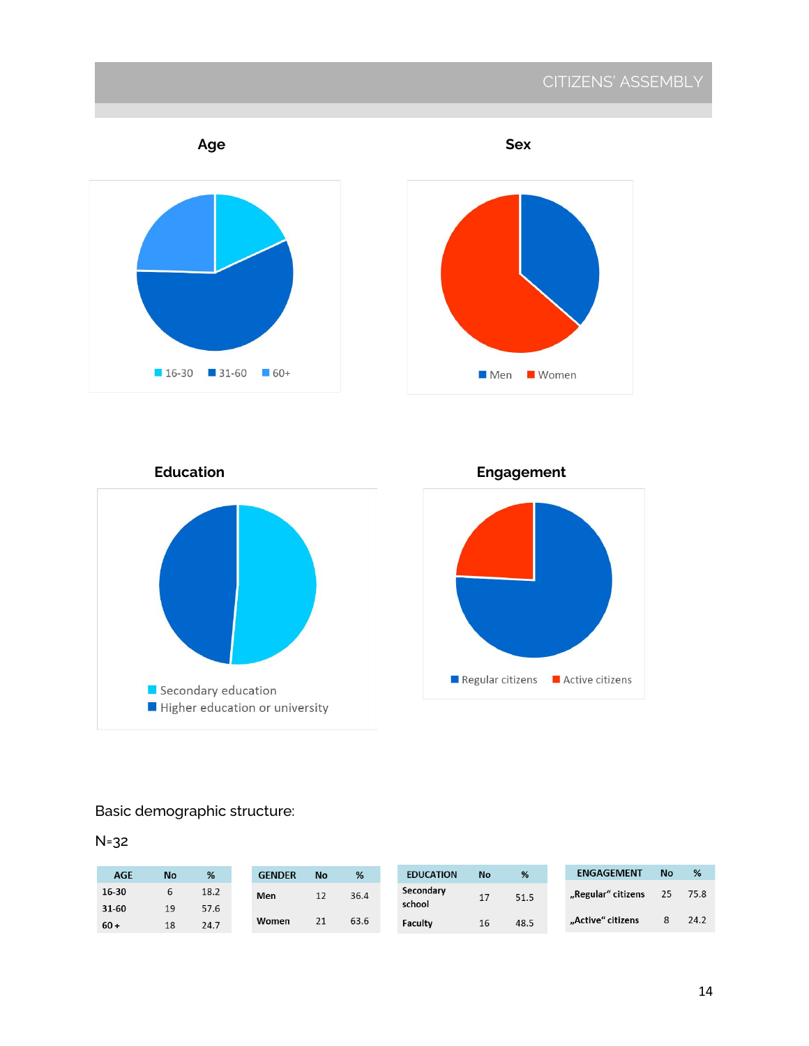### Age

16-30 | 31-60 | 60+

### Sex

Men | Women

### Education

Secondary education | Higher education or university

### Engagement

Regular citizens | Active citizens

Basic demographic structure:

N=32

| AGE | No | % |
|---|---|---|
| 16-30 | 6 | 18.2 |
| 31-60 | 19 | 57.6 |
| 60 + | 18 | 24.7 |

| GENDER | No | % |
|---|---|---|
| Men | 12 | 36.4 |
| Women | 21 | 63.6 |

| EDUCATION | No | % |
|---|---|---|
| Secondary school | 17 | 51.5 |
| Faculty | 16 | 48.5 |

| ENGAGEMENT | No | % |
|---|---|---|
| „Regular“ citizens | 25 | 75.8 |
| „Active“ citizens | 8 | 24.2 |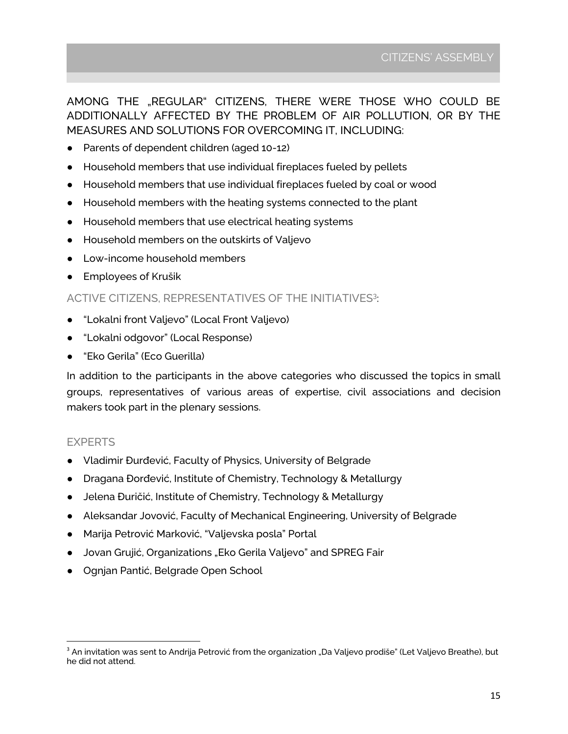AMONG THE „REGULAR" CITIZENS, THERE WERE THOSE WHO COULD BE ADDITIONALLY AFFECTED BY THE PROBLEM OF AIR POLLUTION, OR BY THE MEASURES AND SOLUTIONS FOR OVERCOMING IT, INCLUDING:

- Parents of dependent children (aged 10-12)
- Household members that use individual fireplaces fueled by pellets
- Household members that use individual fireplaces fueled by coal or wood
- Household members with the heating systems connected to the plant
- Household members that use electrical heating systems
- Household members on the outskirts of Valjevo
- Low-income household members
- Employees of Krušik

### ACTIVE CITIZENS, REPRESENTATIVES OF THE INITIATIVES[3]:

- "Lokalni front Valjevo" (Local Front Valjevo)
- "Lokalni odgovor" (Local Response)
- "Eko Gerila" (Eco Guerilla)

In addition to the participants in the above categories who discussed the topics in small groups, representatives of various areas of expertise, civil associations and decision makers took part in the plenary sessions.

### EXPERTS

- Vladimir Đurđević, Faculty of Physics, University of Belgrade
- Dragana Đorđević, Institute of Chemistry, Technology & Metallurgy
- Jelena Đuričić, Institute of Chemistry, Technology & Metallurgy
- Aleksandar Jovović, Faculty of Mechanical Engineering, University of Belgrade
- Marija Petrović Marković, "Valjevska posla" Portal
- Jovan Grujić, Organizations „Eko Gerila Valjevo" and SPREG Fair
- Ognjan Pantić, Belgrade Open School

[3] An invitation was sent to Andrija Petrović from the organization „Da Valjevo prodiše" (Let Valjevo Breathe), but he did not attend.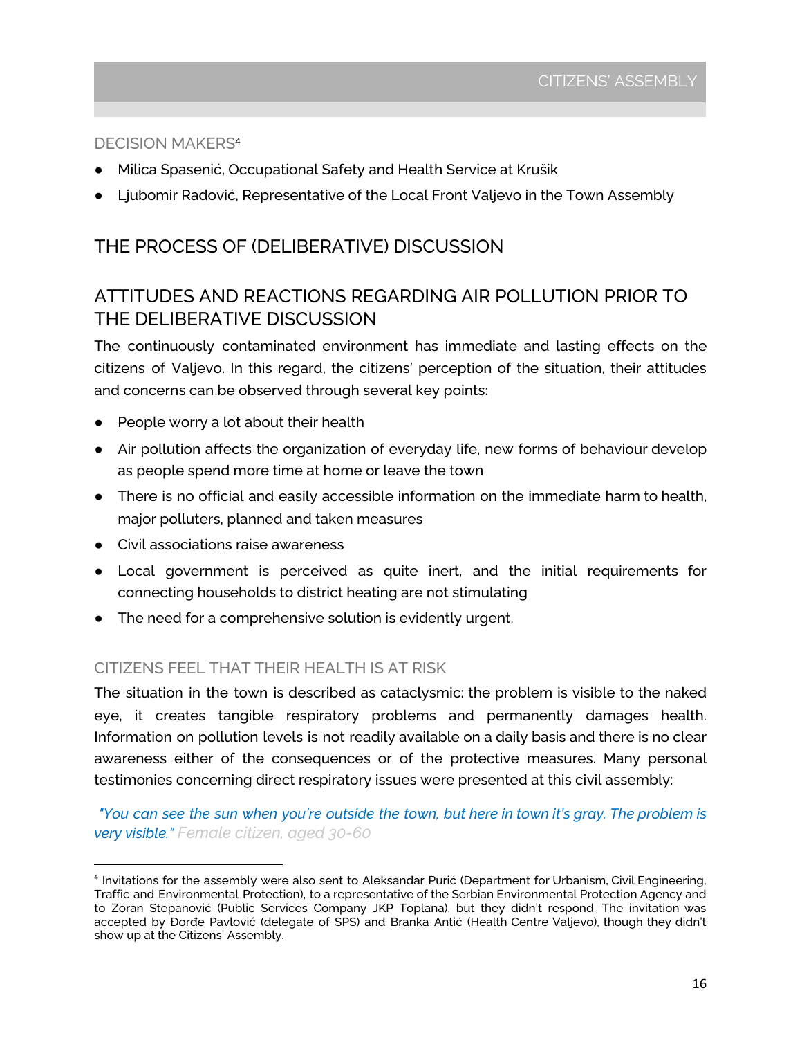### DECISION MAKERS[4]

- Milica Spasenić, Occupational Safety and Health Service at Krušik
- Ljubomir Radović, Representative of the Local Front Valjevo in the Town Assembly

## THE PROCESS OF (DELIBERATIVE) DISCUSSION

## ATTITUDES AND REACTIONS REGARDING AIR POLLUTION PRIOR TO THE DELIBERATIVE DISCUSSION

The continuously contaminated environment has immediate and lasting effects on the citizens of Valjevo. In this regard, the citizens' perception of the situation, their attitudes and concerns can be observed through several key points:

- People worry a lot about their health
- Air pollution affects the organization of everyday life, new forms of behaviour develop as people spend more time at home or leave the town
- There is no official and easily accessible information on the immediate harm to health, major polluters, planned and taken measures
- Civil associations raise awareness
- Local government is perceived as quite inert, and the initial requirements for connecting households to district heating are not stimulating
- The need for a comprehensive solution is evidently urgent.

### CITIZENS FEEL THAT THEIR HEALTH IS AT RISK

The situation in the town is described as cataclysmic: the problem is visible to the naked eye, it creates tangible respiratory problems and permanently damages health. Information on pollution levels is not readily available on a daily basis and there is no clear awareness either of the consequences or of the protective measures. Many personal testimonies concerning direct respiratory issues were presented at this civil assembly:

*"You can see the sun when you're outside the town, but here in town it's gray. The problem is very visible."* Female citizen, aged 30-60

---

[4] Invitations for the assembly were also sent to Aleksandar Purić (Department for Urbanism, Civil Engineering, Traffic and Environmental Protection), to a representative of the Serbian Environmental Protection Agency and to Zoran Stepanović (Public Services Company JKP Toplana), but they didn't respond. The invitation was accepted by Đorđe Pavlović (delegate of SPS) and Branka Antić (Health Centre Valjevo), though they didn't show up at the Citizens' Assembly.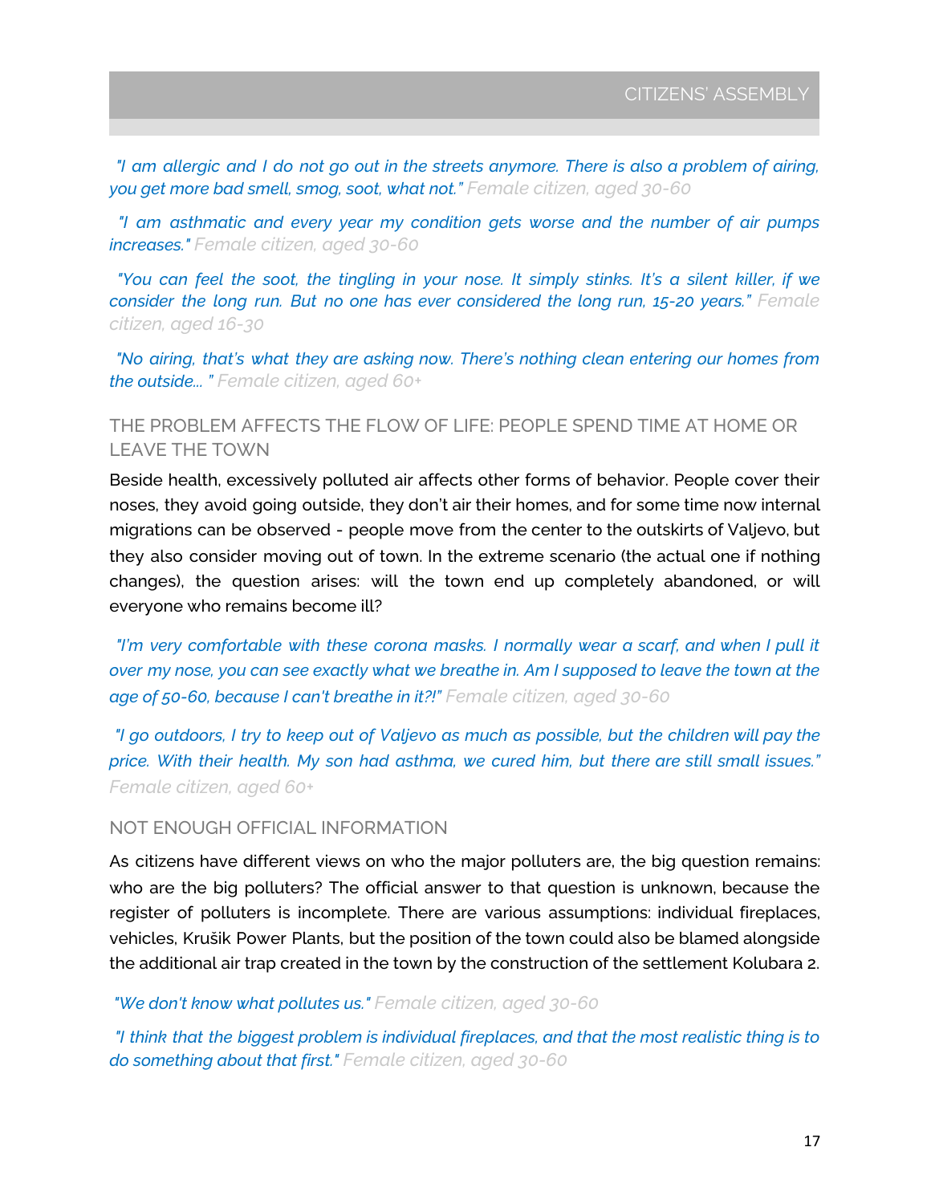*"I am allergic and I do not go out in the streets anymore. There is also a problem of airing, you get more bad smell, smog, soot, what not."* Female citizen, aged 30-60

*"I am asthmatic and every year my condition gets worse and the number of air pumps increases."* Female citizen, aged 30-60

*"You can feel the soot, the tingling in your nose. It simply stinks. It's a silent killer, if we consider the long run. But no one has ever considered the long run, 15-20 years."* Female citizen, aged 16-30

*"No airing, that's what they are asking now. There's nothing clean entering our homes from the outside... "* Female citizen, aged 60+

### THE PROBLEM AFFECTS THE FLOW OF LIFE: PEOPLE SPEND TIME AT HOME OR LEAVE THE TOWN

Beside health, excessively polluted air affects other forms of behavior. People cover their noses, they avoid going outside, they don't air their homes, and for some time now internal migrations can be observed - people move from the center to the outskirts of Valjevo, but they also consider moving out of town. In the extreme scenario (the actual one if nothing changes), the question arises: will the town end up completely abandoned, or will everyone who remains become ill?

*"I'm very comfortable with these corona masks. I normally wear a scarf, and when I pull it over my nose, you can see exactly what we breathe in. Am I supposed to leave the town at the age of 50-60, because I can't breathe in it?!"* Female citizen, aged 30-60

*"I go outdoors, I try to keep out of Valjevo as much as possible, but the children will pay the price. With their health. My son had asthma, we cured him, but there are still small issues."* Female citizen, aged 60+

### NOT ENOUGH OFFICIAL INFORMATION

As citizens have different views on who the major polluters are, the big question remains: who are the big polluters? The official answer to that question is unknown, because the register of polluters is incomplete. There are various assumptions: individual fireplaces, vehicles, Krušik Power Plants, but the position of the town could also be blamed alongside the additional air trap created in the town by the construction of the settlement Kolubara 2.

*"We don't know what pollutes us."* Female citizen, aged 30-60

*"I think that the biggest problem is individual fireplaces, and that the most realistic thing is to do something about that first."* Female citizen, aged 30-60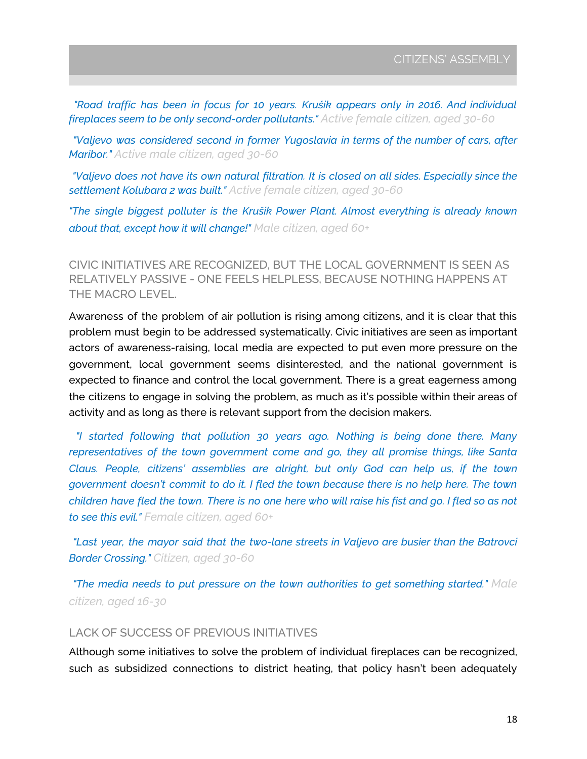*"Road traffic has been in focus for 10 years. Krušik appears only in 2016. And individual fireplaces seem to be only second-order pollutants."* Active female citizen, aged 30-60

*"Valjevo was considered second in former Yugoslavia in terms of the number of cars, after Maribor."* Active male citizen, aged 30-60

*"Valjevo does not have its own natural filtration. It is closed on all sides. Especially since the settlement Kolubara 2 was built."* Active female citizen, aged 30-60

*"The single biggest polluter is the Krušik Power Plant. Almost everything is already known about that, except how it will change!"* Male citizen, aged 60+

## CIVIC INITIATIVES ARE RECOGNIZED, BUT THE LOCAL GOVERNMENT IS SEEN AS RELATIVELY PASSIVE - ONE FEELS HELPLESS, BECAUSE NOTHING HAPPENS AT THE MACRO LEVEL.

Awareness of the problem of air pollution is rising among citizens, and it is clear that this problem must begin to be addressed systematically. Civic initiatives are seen as important actors of awareness-raising, local media are expected to put even more pressure on the government, local government seems disinterested, and the national government is expected to finance and control the local government. There is a great eagerness among the citizens to engage in solving the problem, as much as it's possible within their areas of activity and as long as there is relevant support from the decision makers.

*"I started following that pollution 30 years ago. Nothing is being done there. Many representatives of the town government come and go, they all promise things, like Santa Claus. People, citizens' assemblies are alright, but only God can help us, if the town government doesn't commit to do it. I fled the town because there is no help here. The town children have fled the town. There is no one here who will raise his fist and go. I fled so as not to see this evil."* Female citizen, aged 60+

*"Last year, the mayor said that the two-lane streets in Valjevo are busier than the Batrovci Border Crossing."* Citizen, aged 30-60

*"The media needs to put pressure on the town authorities to get something started."* Male citizen, aged 16-30

## LACK OF SUCCESS OF PREVIOUS INITIATIVES

Although some initiatives to solve the problem of individual fireplaces can be recognized, such as subsidized connections to district heating, that policy hasn't been adequately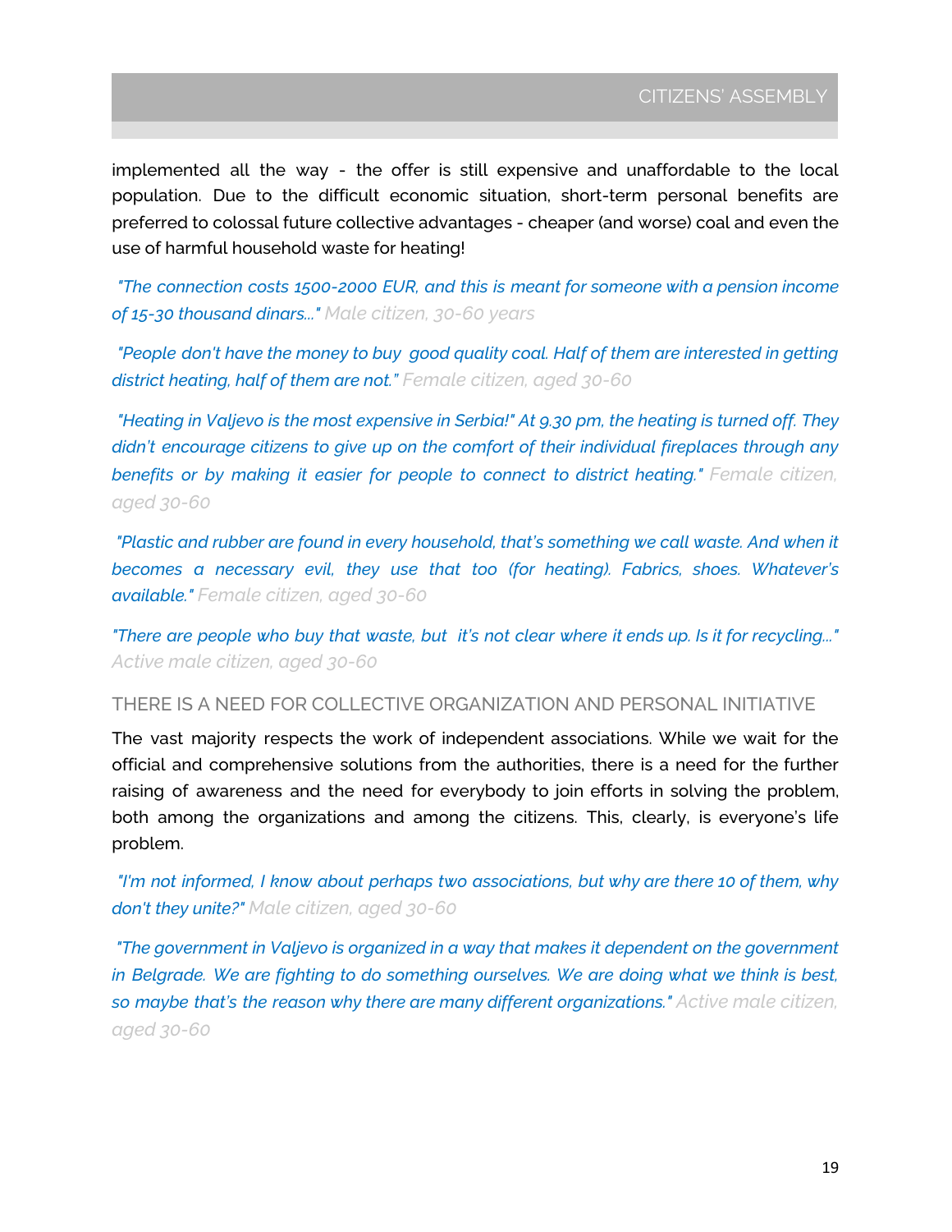implemented all the way - the offer is still expensive and unaffordable to the local population. Due to the difficult economic situation, short-term personal benefits are preferred to colossal future collective advantages - cheaper (and worse) coal and even the use of harmful household waste for heating!

*"The connection costs 1500-2000 EUR, and this is meant for someone with a pension income of 15-30 thousand dinars..."* Male citizen, 30-60 years

*"People don't have the money to buy good quality coal. Half of them are interested in getting district heating, half of them are not."* Female citizen, aged 30-60

*"Heating in Valjevo is the most expensive in Serbia!" At 9.30 pm, the heating is turned off. They didn't encourage citizens to give up on the comfort of their individual fireplaces through any benefits or by making it easier for people to connect to district heating."* Female citizen, aged 30-60

*"Plastic and rubber are found in every household, that's something we call waste. And when it becomes a necessary evil, they use that too (for heating). Fabrics, shoes. Whatever's available."* Female citizen, aged 30-60

*"There are people who buy that waste, but it's not clear where it ends up. Is it for recycling..."* Active male citizen, aged 30-60

## THERE IS A NEED FOR COLLECTIVE ORGANIZATION AND PERSONAL INITIATIVE

The vast majority respects the work of independent associations. While we wait for the official and comprehensive solutions from the authorities, there is a need for the further raising of awareness and the need for everybody to join efforts in solving the problem, both among the organizations and among the citizens. This, clearly, is everyone's life problem.

*"I'm not informed, I know about perhaps two associations, but why are there 10 of them, why don't they unite?"* Male citizen, aged 30-60

*"The government in Valjevo is organized in a way that makes it dependent on the government in Belgrade. We are fighting to do something ourselves. We are doing what we think is best, so maybe that's the reason why there are many different organizations."* Active male citizen, aged 30-60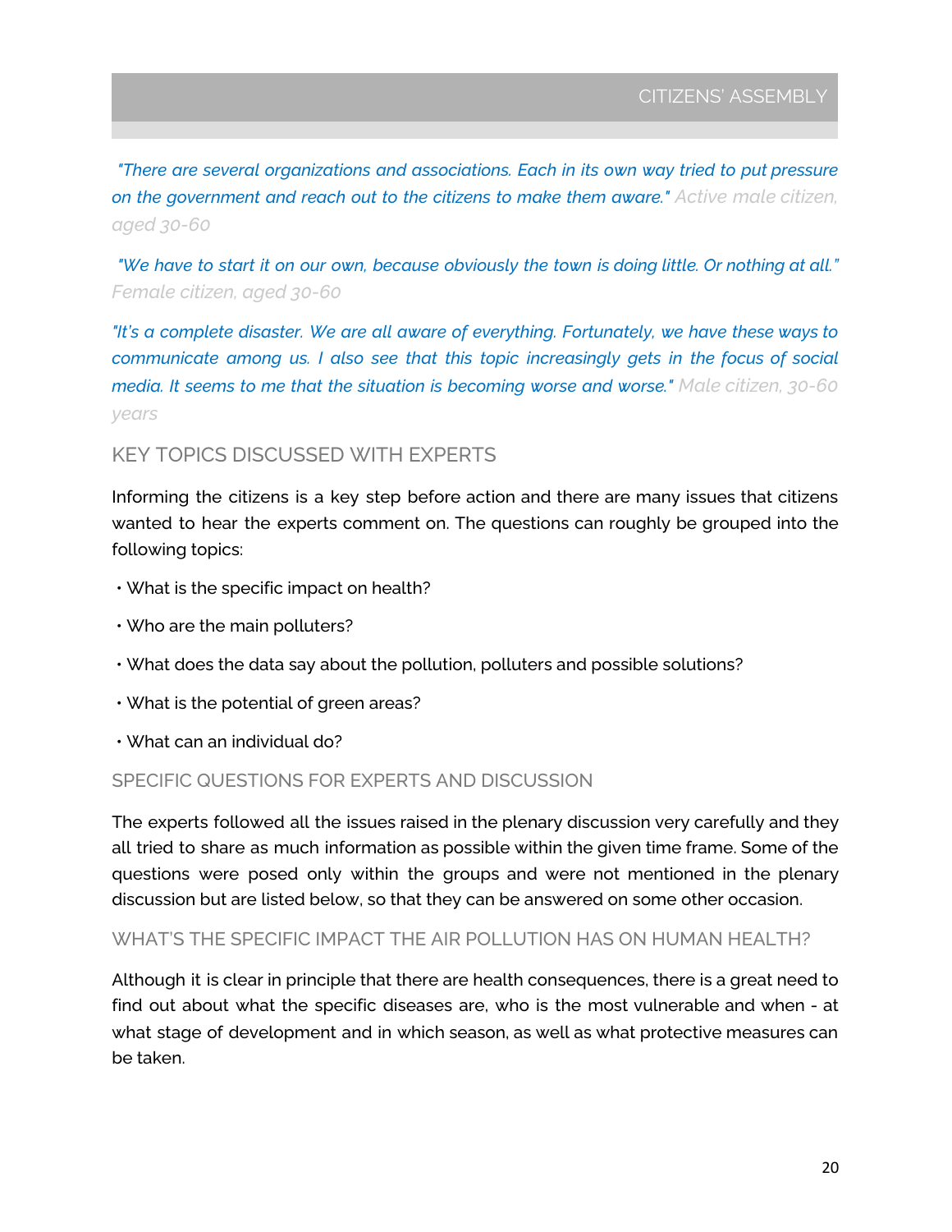*"There are several organizations and associations. Each in its own way tried to put pressure on the government and reach out to the citizens to make them aware."* Active male citizen, aged 30-60

*"We have to start it on our own, because obviously the town is doing little. Or nothing at all."* Female citizen, aged 30-60

*"It's a complete disaster. We are all aware of everything. Fortunately, we have these ways to communicate among us. I also see that this topic increasingly gets in the focus of social media. It seems to me that the situation is becoming worse and worse."* Male citizen, 30-60 years

## KEY TOPICS DISCUSSED WITH EXPERTS

Informing the citizens is a key step before action and there are many issues that citizens wanted to hear the experts comment on. The questions can roughly be grouped into the following topics:

- What is the specific impact on health?
- Who are the main polluters?
- What does the data say about the pollution, polluters and possible solutions?
- What is the potential of green areas?
- What can an individual do?

### SPECIFIC QUESTIONS FOR EXPERTS AND DISCUSSION

The experts followed all the issues raised in the plenary discussion very carefully and they all tried to share as much information as possible within the given time frame. Some of the questions were posed only within the groups and were not mentioned in the plenary discussion but are listed below, so that they can be answered on some other occasion.

### WHAT'S THE SPECIFIC IMPACT THE AIR POLLUTION HAS ON HUMAN HEALTH?

Although it is clear in principle that there are health consequences, there is a great need to find out about what the specific diseases are, who is the most vulnerable and when - at what stage of development and in which season, as well as what protective measures can be taken.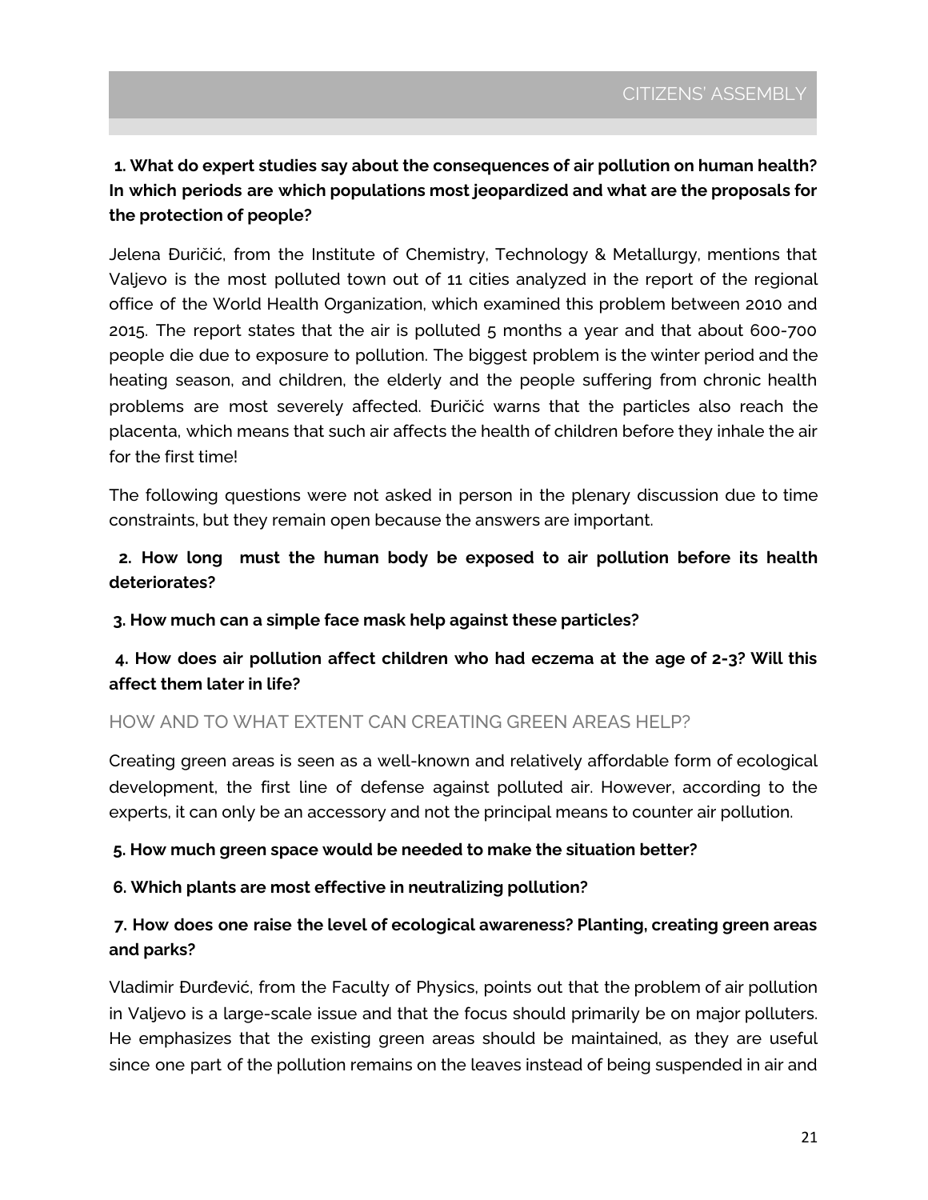**1. What do expert studies say about the consequences of air pollution on human health? In which periods are which populations most jeopardized and what are the proposals for the protection of people?**

Jelena Đuričić, from the Institute of Chemistry, Technology & Metallurgy, mentions that Valjevo is the most polluted town out of 11 cities analyzed in the report of the regional office of the World Health Organization, which examined this problem between 2010 and 2015. The report states that the air is polluted 5 months a year and that about 600-700 people die due to exposure to pollution. The biggest problem is the winter period and the heating season, and children, the elderly and the people suffering from chronic health problems are most severely affected. Đuričić warns that the particles also reach the placenta, which means that such air affects the health of children before they inhale the air for the first time!

The following questions were not asked in person in the plenary discussion due to time constraints, but they remain open because the answers are important.

**2. How long must the human body be exposed to air pollution before its health deteriorates?**

**3. How much can a simple face mask help against these particles?**

**4. How does air pollution affect children who had eczema at the age of 2-3? Will this affect them later in life?**

## HOW AND TO WHAT EXTENT CAN CREATING GREEN AREAS HELP?

Creating green areas is seen as a well-known and relatively affordable form of ecological development, the first line of defense against polluted air. However, according to the experts, it can only be an accessory and not the principal means to counter air pollution.

**5. How much green space would be needed to make the situation better?**

**6. Which plants are most effective in neutralizing pollution?**

**7. How does one raise the level of ecological awareness? Planting, creating green areas and parks?**

Vladimir Đurđević, from the Faculty of Physics, points out that the problem of air pollution in Valjevo is a large-scale issue and that the focus should primarily be on major polluters. He emphasizes that the existing green areas should be maintained, as they are useful since one part of the pollution remains on the leaves instead of being suspended in air and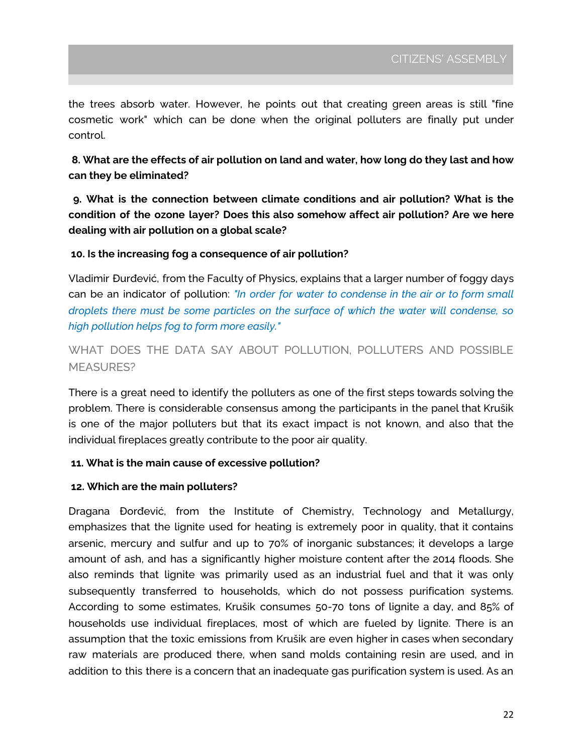the trees absorb water. However, he points out that creating green areas is still "fine cosmetic work" which can be done when the original polluters are finally put under control.

**8. What are the effects of air pollution on land and water, how long do they last and how can they be eliminated?**

**9. What is the connection between climate conditions and air pollution? What is the condition of the ozone layer? Does this also somehow affect air pollution? Are we here dealing with air pollution on a global scale?**

**10. Is the increasing fog a consequence of air pollution?**

Vladimir Đurđević, from the Faculty of Physics, explains that a larger number of foggy days can be an indicator of pollution: *"In order for water to condense in the air or to form small droplets there must be some particles on the surface of which the water will condense, so high pollution helps fog to form more easily."*

## WHAT DOES THE DATA SAY ABOUT POLLUTION, POLLUTERS AND POSSIBLE MEASURES?

There is a great need to identify the polluters as one of the first steps towards solving the problem. There is considerable consensus among the participants in the panel that Krušik is one of the major polluters but that its exact impact is not known, and also that the individual fireplaces greatly contribute to the poor air quality.

**11. What is the main cause of excessive pollution?**

**12. Which are the main polluters?**

Dragana Đorđević, from the Institute of Chemistry, Technology and Metallurgy, emphasizes that the lignite used for heating is extremely poor in quality, that it contains arsenic, mercury and sulfur and up to 70% of inorganic substances; it develops a large amount of ash, and has a significantly higher moisture content after the 2014 floods. She also reminds that lignite was primarily used as an industrial fuel and that it was only subsequently transferred to households, which do not possess purification systems. According to some estimates, Krušik consumes 50-70 tons of lignite a day, and 85% of households use individual fireplaces, most of which are fueled by lignite. There is an assumption that the toxic emissions from Krušik are even higher in cases when secondary raw materials are produced there, when sand molds containing resin are used, and in addition to this there is a concern that an inadequate gas purification system is used. As an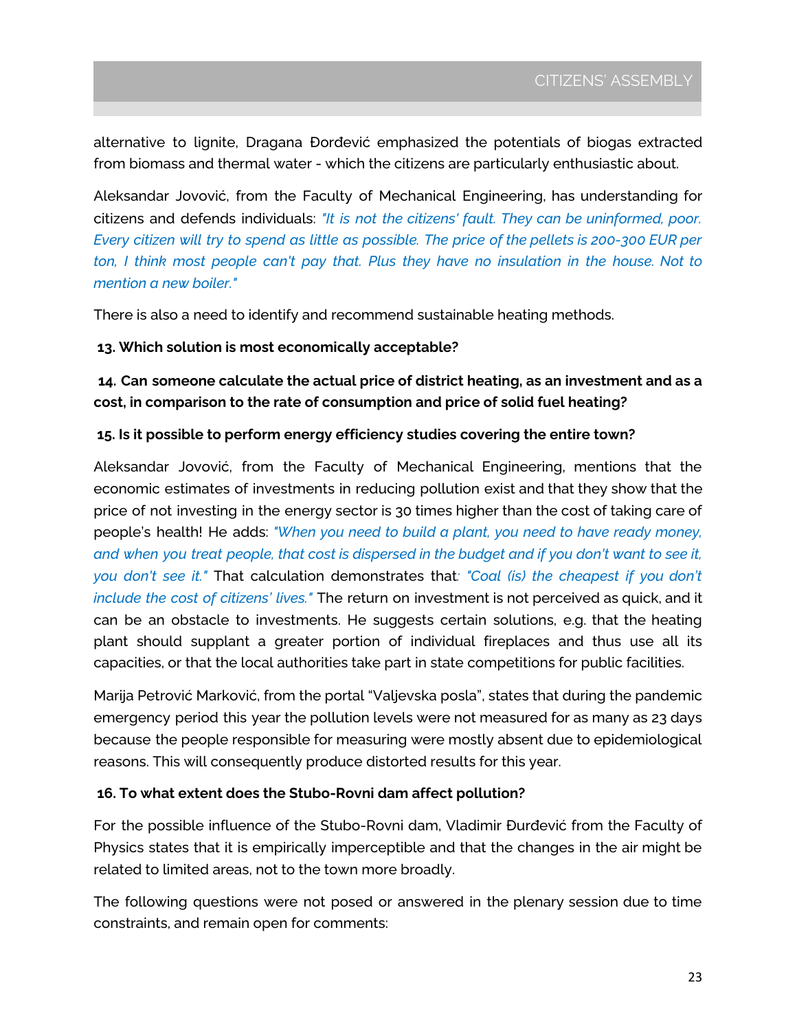alternative to lignite, Dragana Đorđević emphasized the potentials of biogas extracted from biomass and thermal water - which the citizens are particularly enthusiastic about.

Aleksandar Jovović, from the Faculty of Mechanical Engineering, has understanding for citizens and defends individuals: *"It is not the citizens' fault. They can be uninformed, poor. Every citizen will try to spend as little as possible. The price of the pellets is 200-300 EUR per ton, I think most people can't pay that. Plus they have no insulation in the house. Not to mention a new boiler."*

There is also a need to identify and recommend sustainable heating methods.

**13. Which solution is most economically acceptable?**

**14. Can someone calculate the actual price of district heating, as an investment and as a cost, in comparison to the rate of consumption and price of solid fuel heating?**

**15. Is it possible to perform energy efficiency studies covering the entire town?**

Aleksandar Jovović, from the Faculty of Mechanical Engineering, mentions that the economic estimates of investments in reducing pollution exist and that they show that the price of not investing in the energy sector is 30 times higher than the cost of taking care of people's health! He adds: *"When you need to build a plant, you need to have ready money, and when you treat people, that cost is dispersed in the budget and if you don't want to see it, you don't see it."* That calculation demonstrates that: *"Coal (is) the cheapest if you don't include the cost of citizens' lives."* The return on investment is not perceived as quick, and it can be an obstacle to investments. He suggests certain solutions, e.g. that the heating plant should supplant a greater portion of individual fireplaces and thus use all its capacities, or that the local authorities take part in state competitions for public facilities.

Marija Petrović Marković, from the portal "Valjevska posla", states that during the pandemic emergency period this year the pollution levels were not measured for as many as 23 days because the people responsible for measuring were mostly absent due to epidemiological reasons. This will consequently produce distorted results for this year.

**16. To what extent does the Stubo-Rovni dam affect pollution?**

For the possible influence of the Stubo-Rovni dam, Vladimir Đurđević from the Faculty of Physics states that it is empirically imperceptible and that the changes in the air might be related to limited areas, not to the town more broadly.

The following questions were not posed or answered in the plenary session due to time constraints, and remain open for comments: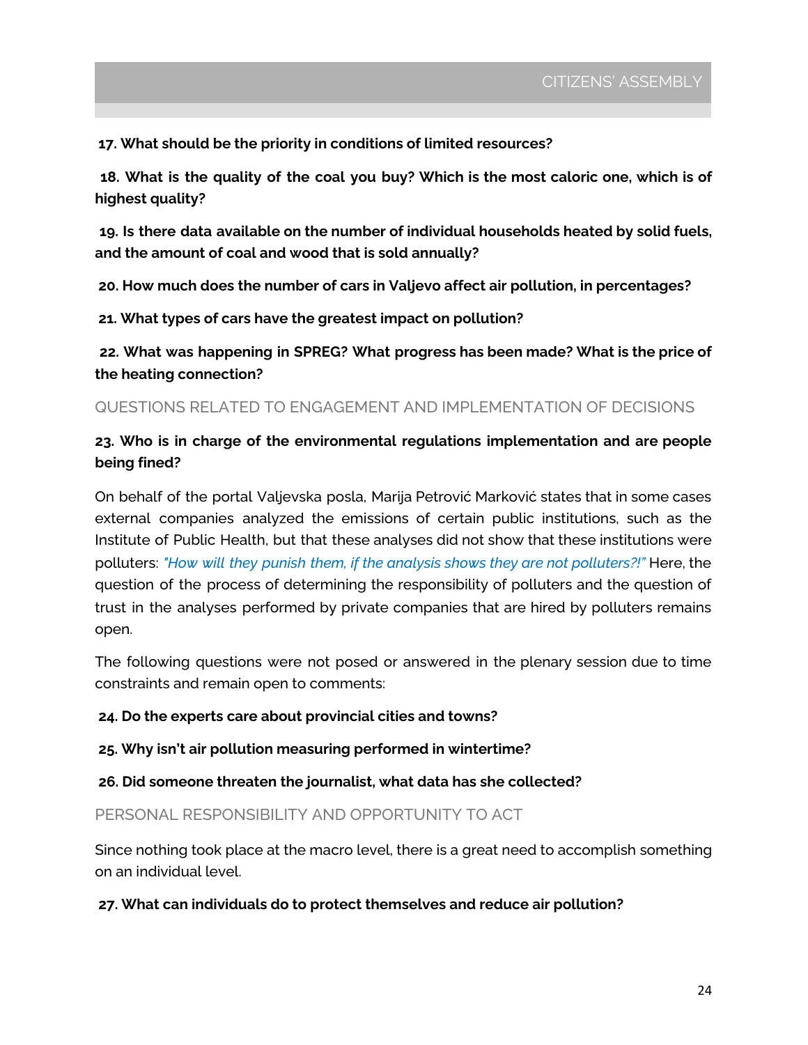**17. What should be the priority in conditions of limited resources?**

**18. What is the quality of the coal you buy? Which is the most caloric one, which is of highest quality?**

**19. Is there data available on the number of individual households heated by solid fuels, and the amount of coal and wood that is sold annually?**

**20. How much does the number of cars in Valjevo affect air pollution, in percentages?**

**21. What types of cars have the greatest impact on pollution?**

**22. What was happening in SPREG? What progress has been made? What is the price of the heating connection?**

## QUESTIONS RELATED TO ENGAGEMENT AND IMPLEMENTATION OF DECISIONS

**23. Who is in charge of the environmental regulations implementation and are people being fined?**

On behalf of the portal Valjevska posla, Marija Petrović Marković states that in some cases external companies analyzed the emissions of certain public institutions, such as the Institute of Public Health, but that these analyses did not show that these institutions were polluters: *"How will they punish them, if the analysis shows they are not polluters?!"* Here, the question of the process of determining the responsibility of polluters and the question of trust in the analyses performed by private companies that are hired by polluters remains open.

The following questions were not posed or answered in the plenary session due to time constraints and remain open to comments:

**24. Do the experts care about provincial cities and towns?**

**25. Why isn't air pollution measuring performed in wintertime?**

**26. Did someone threaten the journalist, what data has she collected?**

## PERSONAL RESPONSIBILITY AND OPPORTUNITY TO ACT

Since nothing took place at the macro level, there is a great need to accomplish something on an individual level.

**27. What can individuals do to protect themselves and reduce air pollution?**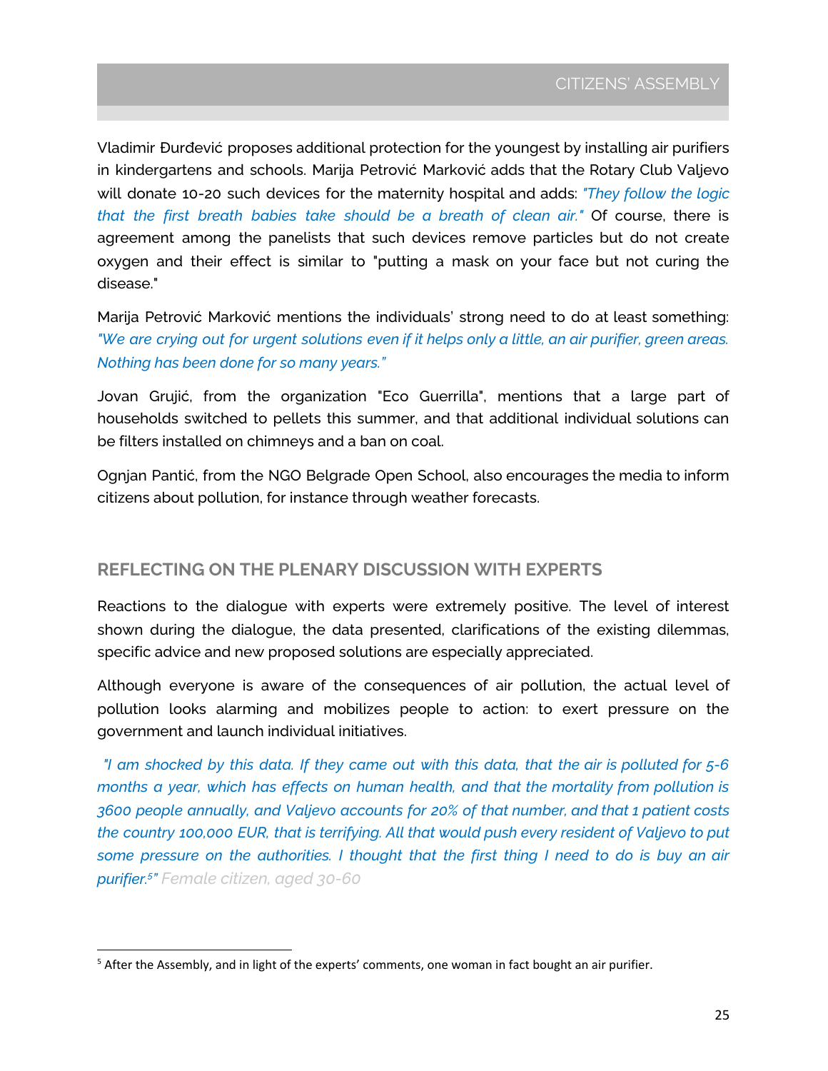Vladimir Đurđević proposes additional protection for the youngest by installing air purifiers in kindergartens and schools. Marija Petrović Marković adds that the Rotary Club Valjevo will donate 10-20 such devices for the maternity hospital and adds: *"They follow the logic that the first breath babies take should be a breath of clean air."* Of course, there is agreement among the panelists that such devices remove particles but do not create oxygen and their effect is similar to "putting a mask on your face but not curing the disease."

Marija Petrović Marković mentions the individuals' strong need to do at least something: *"We are crying out for urgent solutions even if it helps only a little, an air purifier, green areas. Nothing has been done for so many years."*

Jovan Grujić, from the organization "Eco Guerrilla", mentions that a large part of households switched to pellets this summer, and that additional individual solutions can be filters installed on chimneys and a ban on coal.

Ognjan Pantić, from the NGO Belgrade Open School, also encourages the media to inform citizens about pollution, for instance through weather forecasts.

## REFLECTING ON THE PLENARY DISCUSSION WITH EXPERTS

Reactions to the dialogue with experts were extremely positive. The level of interest shown during the dialogue, the data presented, clarifications of the existing dilemmas, specific advice and new proposed solutions are especially appreciated.

Although everyone is aware of the consequences of air pollution, the actual level of pollution looks alarming and mobilizes people to action: to exert pressure on the government and launch individual initiatives.

*"I am shocked by this data. If they came out with this data, that the air is polluted for 5-6 months a year, which has effects on human health, and that the mortality from pollution is 3600 people annually, and Valjevo accounts for 20% of that number, and that 1 patient costs the country 100,000 EUR, that is terrifying. All that would push every resident of Valjevo to put some pressure on the authorities. I thought that the first thing I need to do is buy an air purifier.[5]"* Female citizen, aged 30-60

[5] After the Assembly, and in light of the experts' comments, one woman in fact bought an air purifier.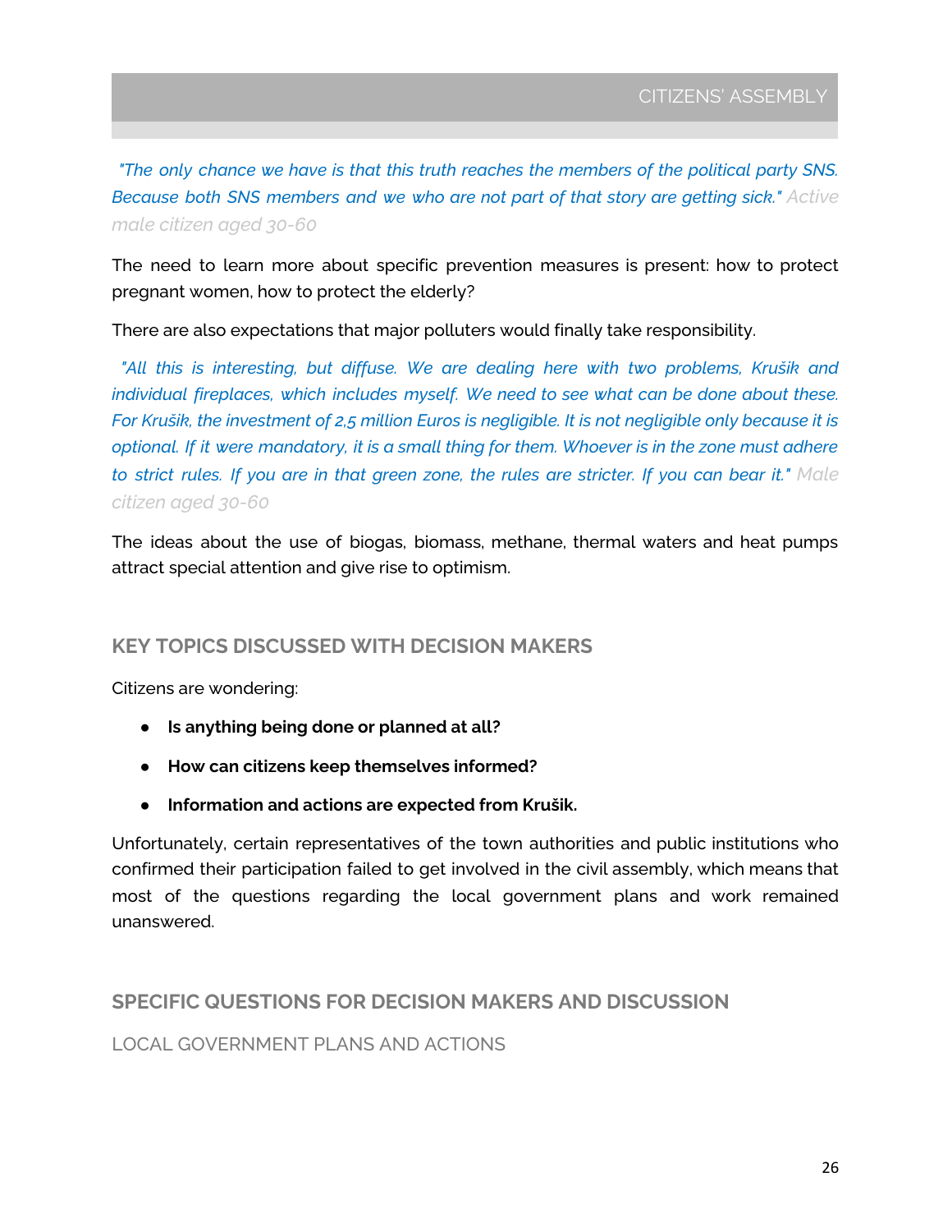*"The only chance we have is that this truth reaches the members of the political party SNS. Because both SNS members and we who are not part of that story are getting sick."* Active male citizen aged 30-60

The need to learn more about specific prevention measures is present: how to protect pregnant women, how to protect the elderly?

There are also expectations that major polluters would finally take responsibility.

*"All this is interesting, but diffuse. We are dealing here with two problems, Krušik and individual fireplaces, which includes myself. We need to see what can be done about these. For Krušik, the investment of 2,5 million Euros is negligible. It is not negligible only because it is optional. If it were mandatory, it is a small thing for them. Whoever is in the zone must adhere to strict rules. If you are in that green zone, the rules are stricter. If you can bear it."* Male citizen aged 30-60

The ideas about the use of biogas, biomass, methane, thermal waters and heat pumps attract special attention and give rise to optimism.

## KEY TOPICS DISCUSSED WITH DECISION MAKERS

Citizens are wondering:

- **Is anything being done or planned at all?**
- **How can citizens keep themselves informed?**
- **Information and actions are expected from Krušik.**

Unfortunately, certain representatives of the town authorities and public institutions who confirmed their participation failed to get involved in the civil assembly, which means that most of the questions regarding the local government plans and work remained unanswered.

## SPECIFIC QUESTIONS FOR DECISION MAKERS AND DISCUSSION

### LOCAL GOVERNMENT PLANS AND ACTIONS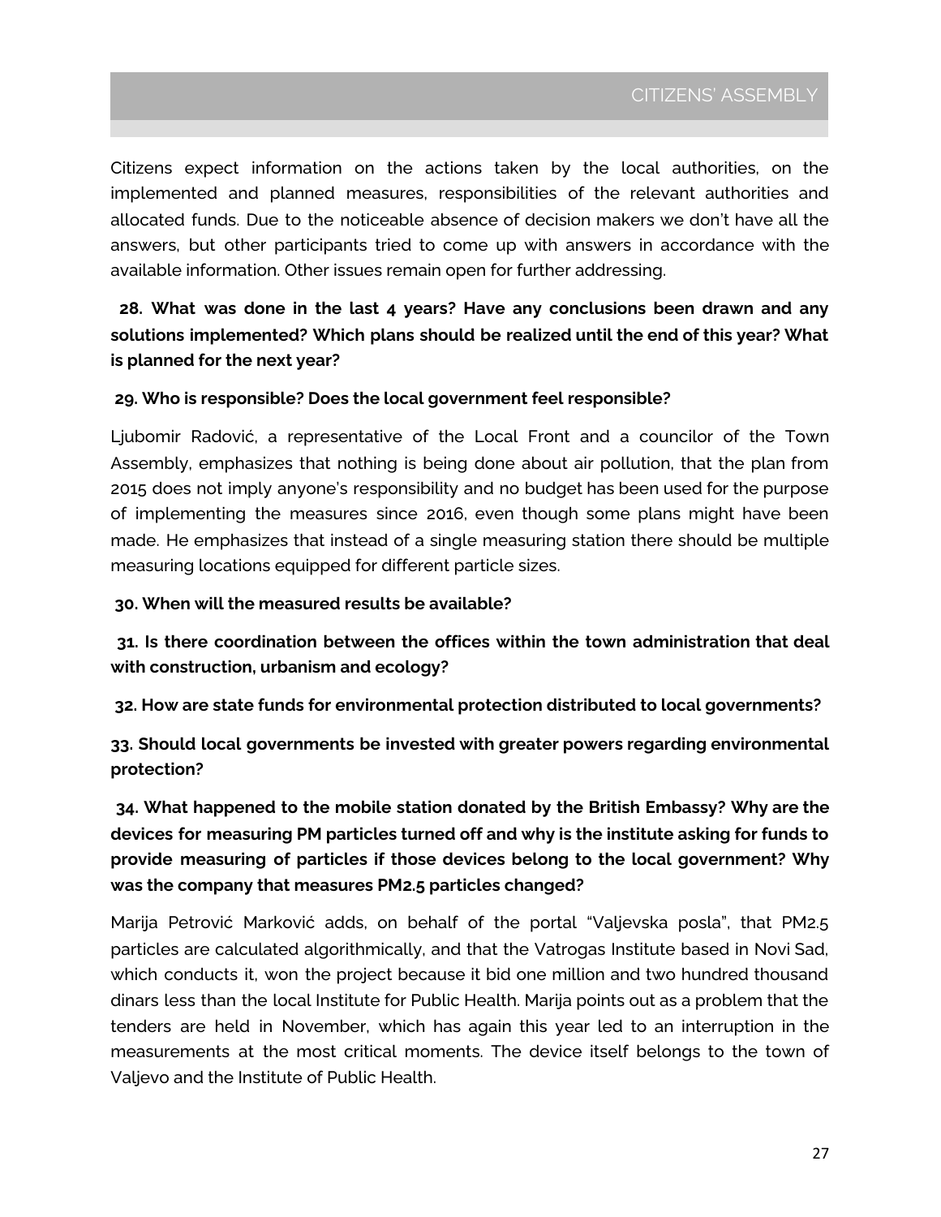Citizens expect information on the actions taken by the local authorities, on the implemented and planned measures, responsibilities of the relevant authorities and allocated funds. Due to the noticeable absence of decision makers we don't have all the answers, but other participants tried to come up with answers in accordance with the available information. Other issues remain open for further addressing.

**28. What was done in the last 4 years? Have any conclusions been drawn and any solutions implemented? Which plans should be realized until the end of this year? What is planned for the next year?**

**29. Who is responsible? Does the local government feel responsible?**

Ljubomir Radović, a representative of the Local Front and a councilor of the Town Assembly, emphasizes that nothing is being done about air pollution, that the plan from 2015 does not imply anyone's responsibility and no budget has been used for the purpose of implementing the measures since 2016, even though some plans might have been made. He emphasizes that instead of a single measuring station there should be multiple measuring locations equipped for different particle sizes.

**30. When will the measured results be available?**

**31. Is there coordination between the offices within the town administration that deal with construction, urbanism and ecology?**

**32. How are state funds for environmental protection distributed to local governments?**

**33. Should local governments be invested with greater powers regarding environmental protection?**

**34. What happened to the mobile station donated by the British Embassy? Why are the devices for measuring PM particles turned off and why is the institute asking for funds to provide measuring of particles if those devices belong to the local government? Why was the company that measures PM2.5 particles changed?**

Marija Petrović Marković adds, on behalf of the portal "Valjevska posla", that PM2.5 particles are calculated algorithmically, and that the Vatrogas Institute based in Novi Sad, which conducts it, won the project because it bid one million and two hundred thousand dinars less than the local Institute for Public Health. Marija points out as a problem that the tenders are held in November, which has again this year led to an interruption in the measurements at the most critical moments. The device itself belongs to the town of Valjevo and the Institute of Public Health.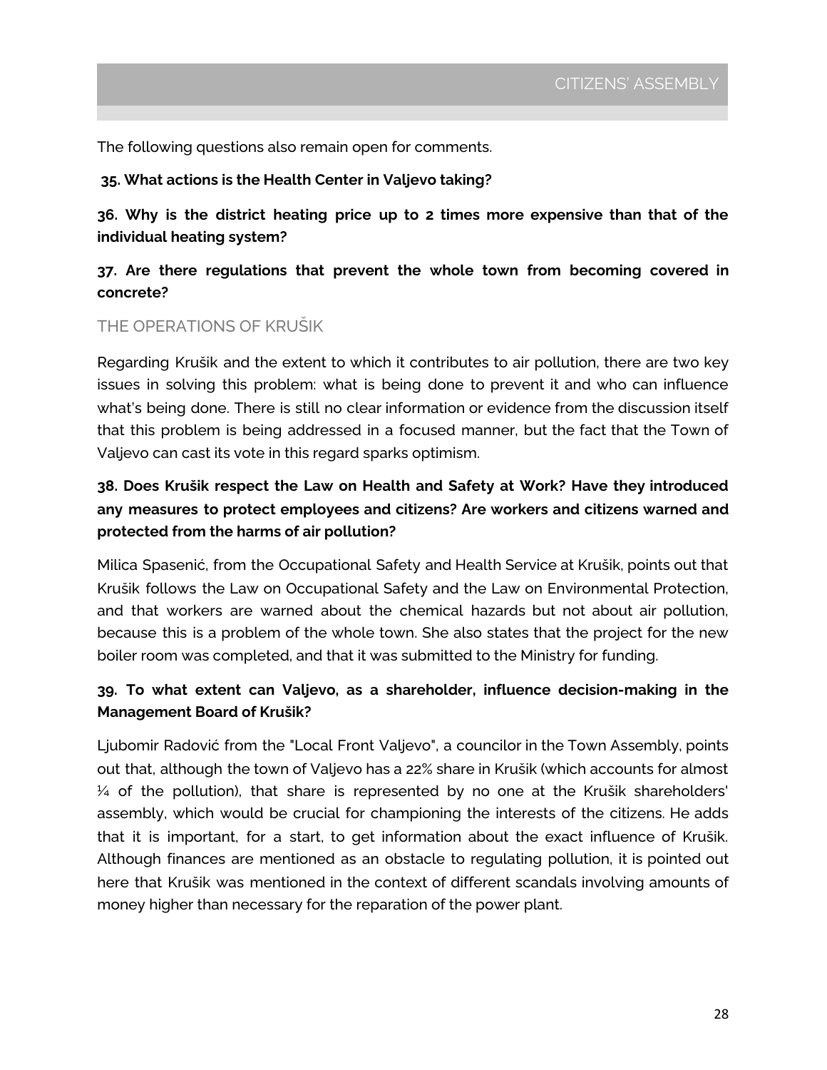The following questions also remain open for comments.

**35. What actions is the Health Center in Valjevo taking?**

**36. Why is the district heating price up to 2 times more expensive than that of the individual heating system?**

**37. Are there regulations that prevent the whole town from becoming covered in concrete?**

## THE OPERATIONS OF KRUŠIK

Regarding Krušik and the extent to which it contributes to air pollution, there are two key issues in solving this problem: what is being done to prevent it and who can influence what's being done. There is still no clear information or evidence from the discussion itself that this problem is being addressed in a focused manner, but the fact that the Town of Valjevo can cast its vote in this regard sparks optimism.

**38. Does Krušik respect the Law on Health and Safety at Work? Have they introduced any measures to protect employees and citizens? Are workers and citizens warned and protected from the harms of air pollution?**

Milica Spasenić, from the Occupational Safety and Health Service at Krušik, points out that Krušik follows the Law on Occupational Safety and the Law on Environmental Protection, and that workers are warned about the chemical hazards but not about air pollution, because this is a problem of the whole town. She also states that the project for the new boiler room was completed, and that it was submitted to the Ministry for funding.

**39. To what extent can Valjevo, as a shareholder, influence decision-making in the Management Board of Krušik?**

Ljubomir Radović from the "Local Front Valjevo", a councilor in the Town Assembly, points out that, although the town of Valjevo has a 22% share in Krušik (which accounts for almost ¼ of the pollution), that share is represented by no one at the Krušik shareholders' assembly, which would be crucial for championing the interests of the citizens. He adds that it is important, for a start, to get information about the exact influence of Krušik. Although finances are mentioned as an obstacle to regulating pollution, it is pointed out here that Krušik was mentioned in the context of different scandals involving amounts of money higher than necessary for the reparation of the power plant.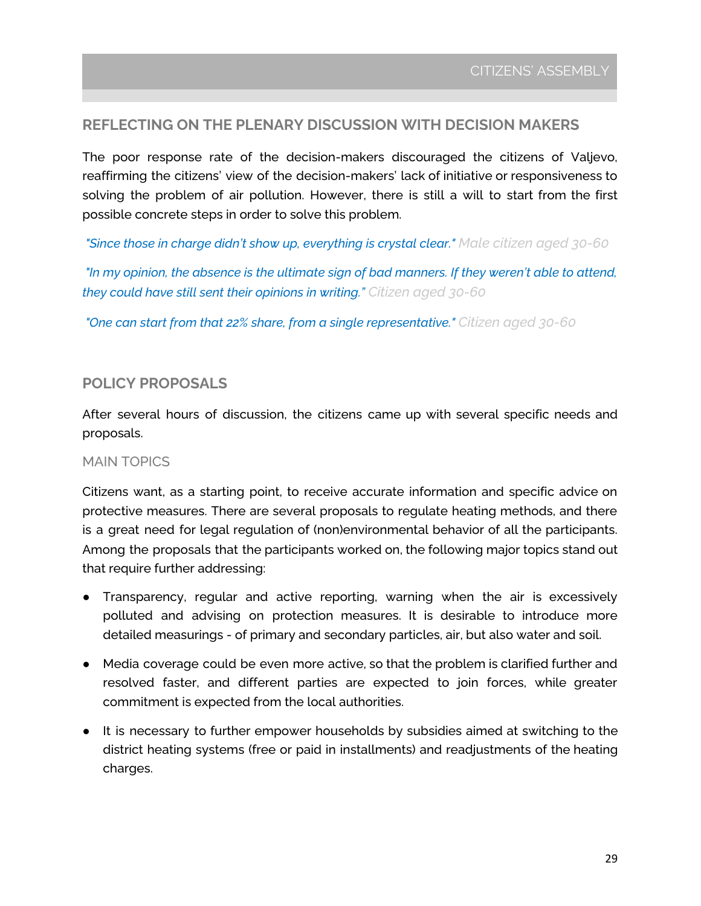## REFLECTING ON THE PLENARY DISCUSSION WITH DECISION MAKERS

The poor response rate of the decision-makers discouraged the citizens of Valjevo, reaffirming the citizens' view of the decision-makers' lack of initiative or responsiveness to solving the problem of air pollution. However, there is still a will to start from the first possible concrete steps in order to solve this problem.

*"Since those in charge didn't show up, everything is crystal clear."* *Male citizen aged 30-60*

*"In my opinion, the absence is the ultimate sign of bad manners. If they weren't able to attend, they could have still sent their opinions in writing."* *Citizen aged 30-60*

*"One can start from that 22% share, from a single representative."* *Citizen aged 30-60*

## POLICY PROPOSALS

After several hours of discussion, the citizens came up with several specific needs and proposals.

### MAIN TOPICS

Citizens want, as a starting point, to receive accurate information and specific advice on protective measures. There are several proposals to regulate heating methods, and there is a great need for legal regulation of (non)environmental behavior of all the participants. Among the proposals that the participants worked on, the following major topics stand out that require further addressing:

- Transparency, regular and active reporting, warning when the air is excessively polluted and advising on protection measures. It is desirable to introduce more detailed measurings - of primary and secondary particles, air, but also water and soil.
- Media coverage could be even more active, so that the problem is clarified further and resolved faster, and different parties are expected to join forces, while greater commitment is expected from the local authorities.
- It is necessary to further empower households by subsidies aimed at switching to the district heating systems (free or paid in installments) and readjustments of the heating charges.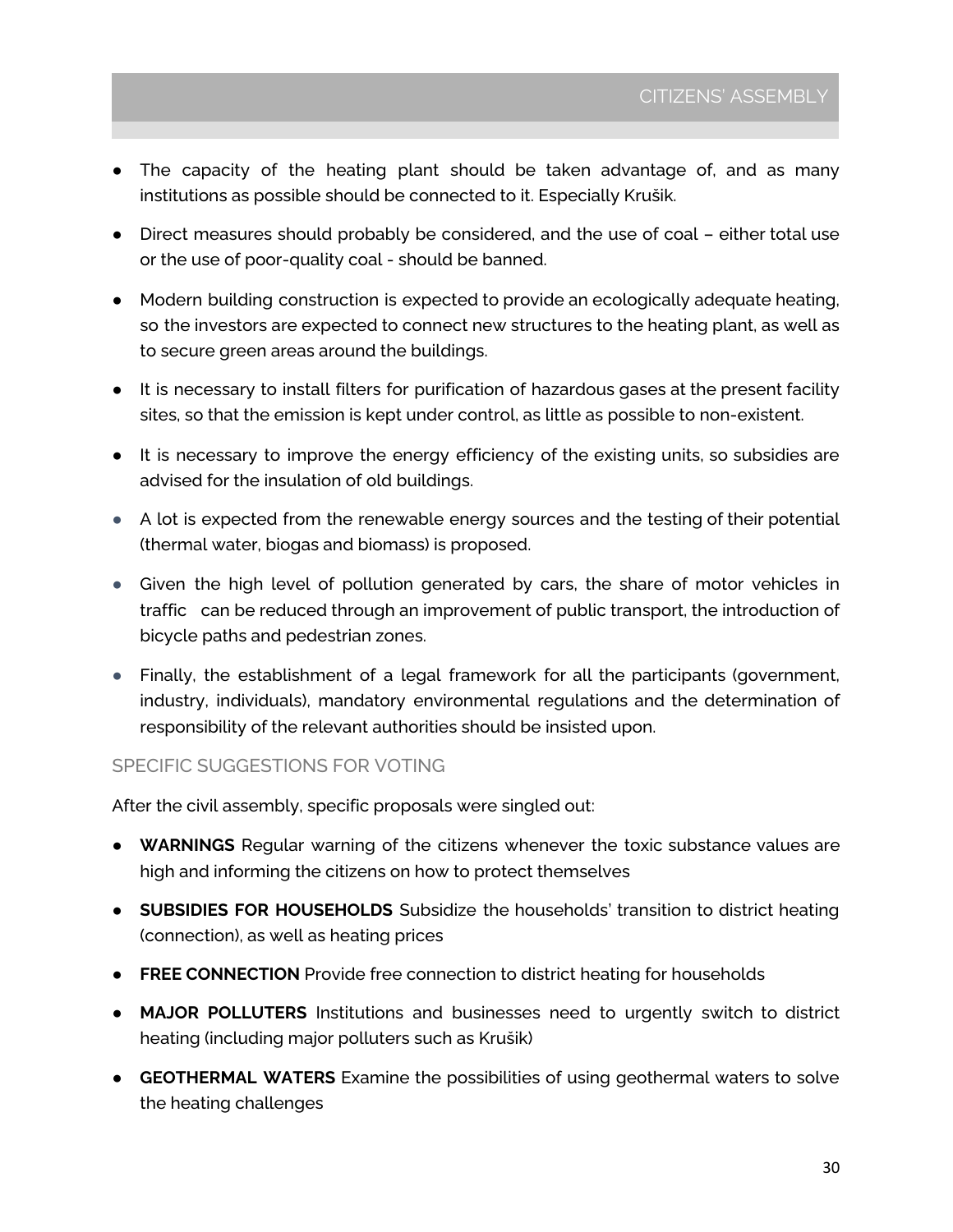- The capacity of the heating plant should be taken advantage of, and as many institutions as possible should be connected to it. Especially Krušik.
- Direct measures should probably be considered, and the use of coal – either total use or the use of poor-quality coal - should be banned.
- Modern building construction is expected to provide an ecologically adequate heating, so the investors are expected to connect new structures to the heating plant, as well as to secure green areas around the buildings.
- It is necessary to install filters for purification of hazardous gases at the present facility sites, so that the emission is kept under control, as little as possible to non-existent.
- It is necessary to improve the energy efficiency of the existing units, so subsidies are advised for the insulation of old buildings.
- A lot is expected from the renewable energy sources and the testing of their potential (thermal water, biogas and biomass) is proposed.
- Given the high level of pollution generated by cars, the share of motor vehicles in traffic can be reduced through an improvement of public transport, the introduction of bicycle paths and pedestrian zones.
- Finally, the establishment of a legal framework for all the participants (government, industry, individuals), mandatory environmental regulations and the determination of responsibility of the relevant authorities should be insisted upon.

### SPECIFIC SUGGESTIONS FOR VOTING

After the civil assembly, specific proposals were singled out:

- **WARNINGS** Regular warning of the citizens whenever the toxic substance values are high and informing the citizens on how to protect themselves
- **SUBSIDIES FOR HOUSEHOLDS** Subsidize the households' transition to district heating (connection), as well as heating prices
- **FREE CONNECTION** Provide free connection to district heating for households
- **MAJOR POLLUTERS** Institutions and businesses need to urgently switch to district heating (including major polluters such as Krušik)
- **GEOTHERMAL WATERS** Examine the possibilities of using geothermal waters to solve the heating challenges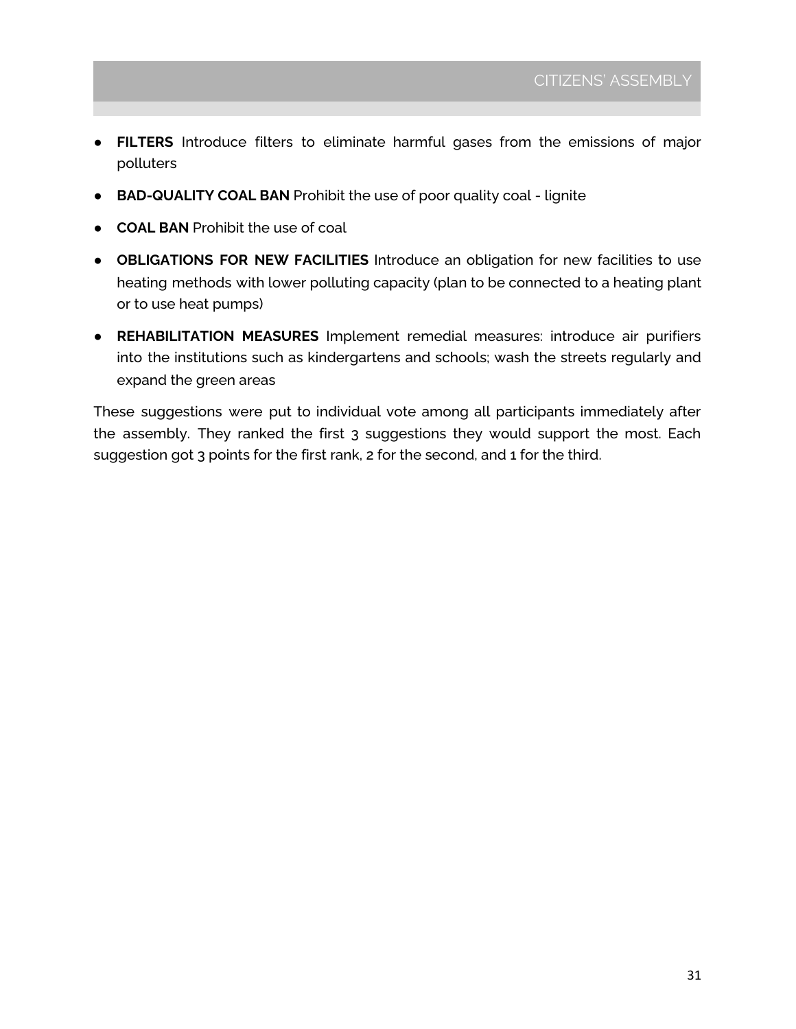- **FILTERS** Introduce filters to eliminate harmful gases from the emissions of major polluters
- **BAD-QUALITY COAL BAN** Prohibit the use of poor quality coal - lignite
- **COAL BAN** Prohibit the use of coal
- **OBLIGATIONS FOR NEW FACILITIES** Introduce an obligation for new facilities to use heating methods with lower polluting capacity (plan to be connected to a heating plant or to use heat pumps)
- **REHABILITATION MEASURES** Implement remedial measures: introduce air purifiers into the institutions such as kindergartens and schools; wash the streets regularly and expand the green areas

These suggestions were put to individual vote among all participants immediately after the assembly. They ranked the first 3 suggestions they would support the most. Each suggestion got 3 points for the first rank, 2 for the second, and 1 for the third.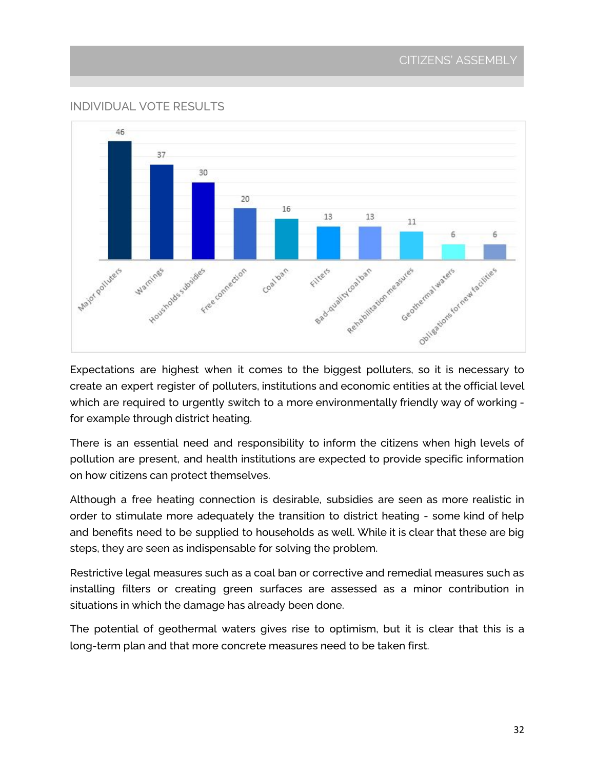## INDIVIDUAL VOTE RESULTS

| Measure | Votes |
|---|---|
| Major polluters | 46 |
| Warnings | 37 |
| Housholds subsidies | 30 |
| Free connection | 20 |
| Coal ban | 16 |
| Filters | 13 |
| Bad-quality coal ban | 13 |
| Rehabilitation measures | 11 |
| Geothermal waters | 6 |
| Obligations for new facilities | 6 |

Expectations are highest when it comes to the biggest polluters, so it is necessary to create an expert register of polluters, institutions and economic entities at the official level which are required to urgently switch to a more environmentally friendly way of working - for example through district heating.

There is an essential need and responsibility to inform the citizens when high levels of pollution are present, and health institutions are expected to provide specific information on how citizens can protect themselves.

Although a free heating connection is desirable, subsidies are seen as more realistic in order to stimulate more adequately the transition to district heating - some kind of help and benefits need to be supplied to households as well. While it is clear that these are big steps, they are seen as indispensable for solving the problem.

Restrictive legal measures such as a coal ban or corrective and remedial measures such as installing filters or creating green surfaces are assessed as a minor contribution in situations in which the damage has already been done.

The potential of geothermal waters gives rise to optimism, but it is clear that this is a long-term plan and that more concrete measures need to be taken first.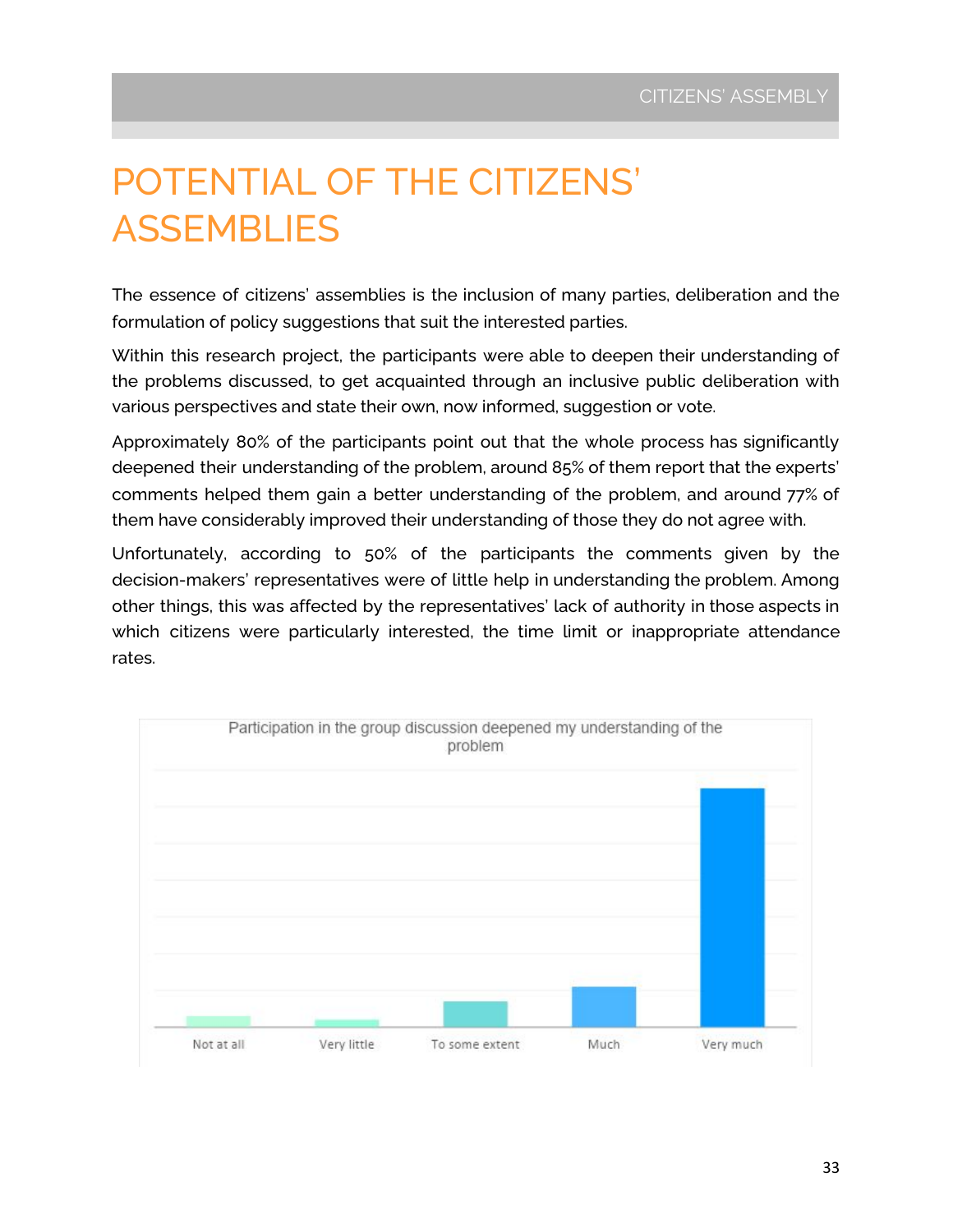# POTENTIAL OF THE CITIZENS' ASSEMBLIES

The essence of citizens' assemblies is the inclusion of many parties, deliberation and the formulation of policy suggestions that suit the interested parties.

Within this research project, the participants were able to deepen their understanding of the problems discussed, to get acquainted through an inclusive public deliberation with various perspectives and state their own, now informed, suggestion or vote.

Approximately 80% of the participants point out that the whole process has significantly deepened their understanding of the problem, around 85% of them report that the experts' comments helped them gain a better understanding of the problem, and around 77% of them have considerably improved their understanding of those they do not agree with.

Unfortunately, according to 50% of the participants the comments given by the decision-makers' representatives were of little help in understanding the problem. Among other things, this was affected by the representatives' lack of authority in those aspects in which citizens were particularly interested, the time limit or inappropriate attendance rates.

Participation in the group discussion deepened my understanding of the problem

Not at all | Very little | To some extent | Much | Very much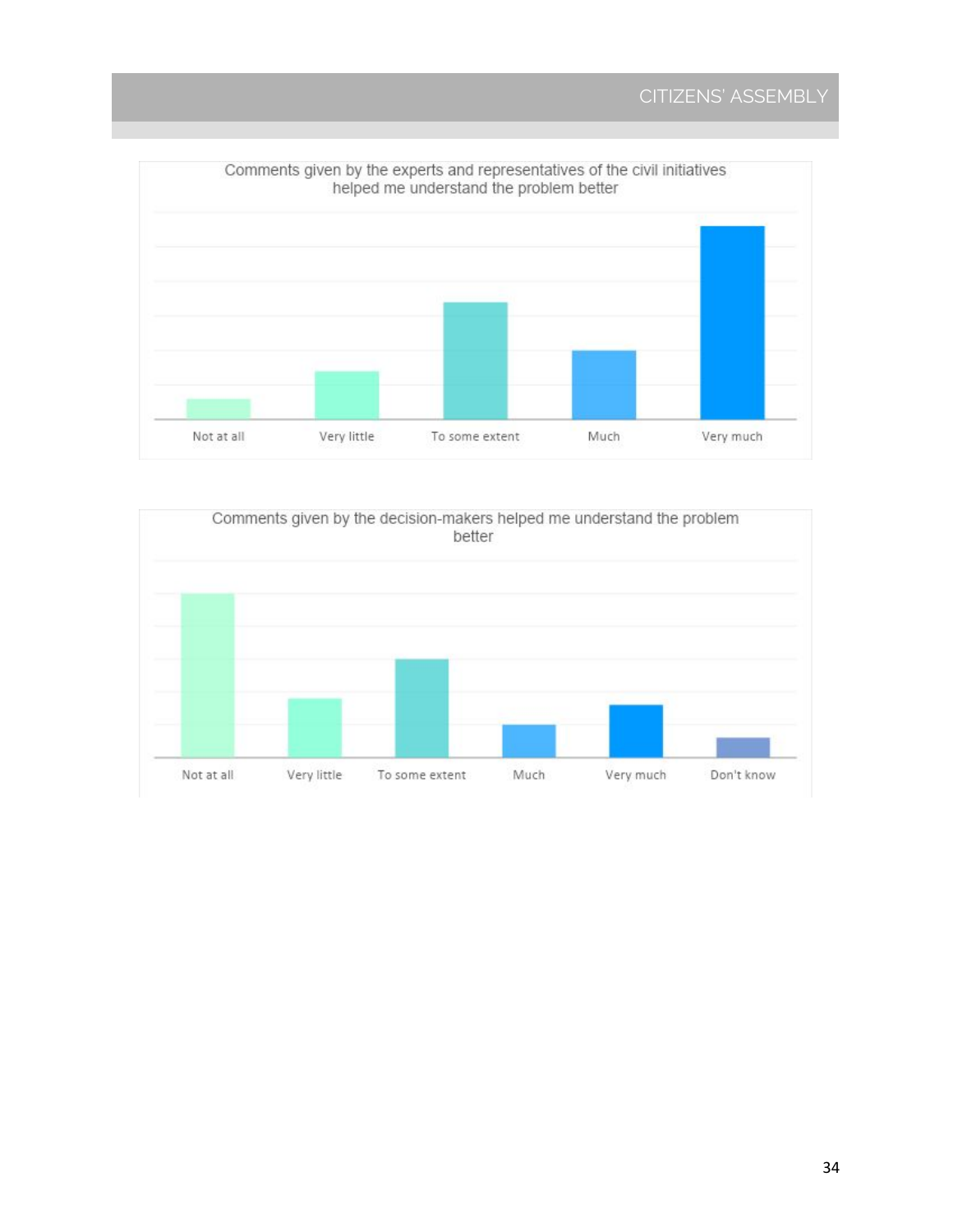Comments given by the experts and representatives of the civil initiatives helped me understand the problem better

Not at all | Very little | To some extent | Much | Very much

Comments given by the decision-makers helped me understand the problem better

Not at all | Very little | To some extent | Much | Very much | Don't know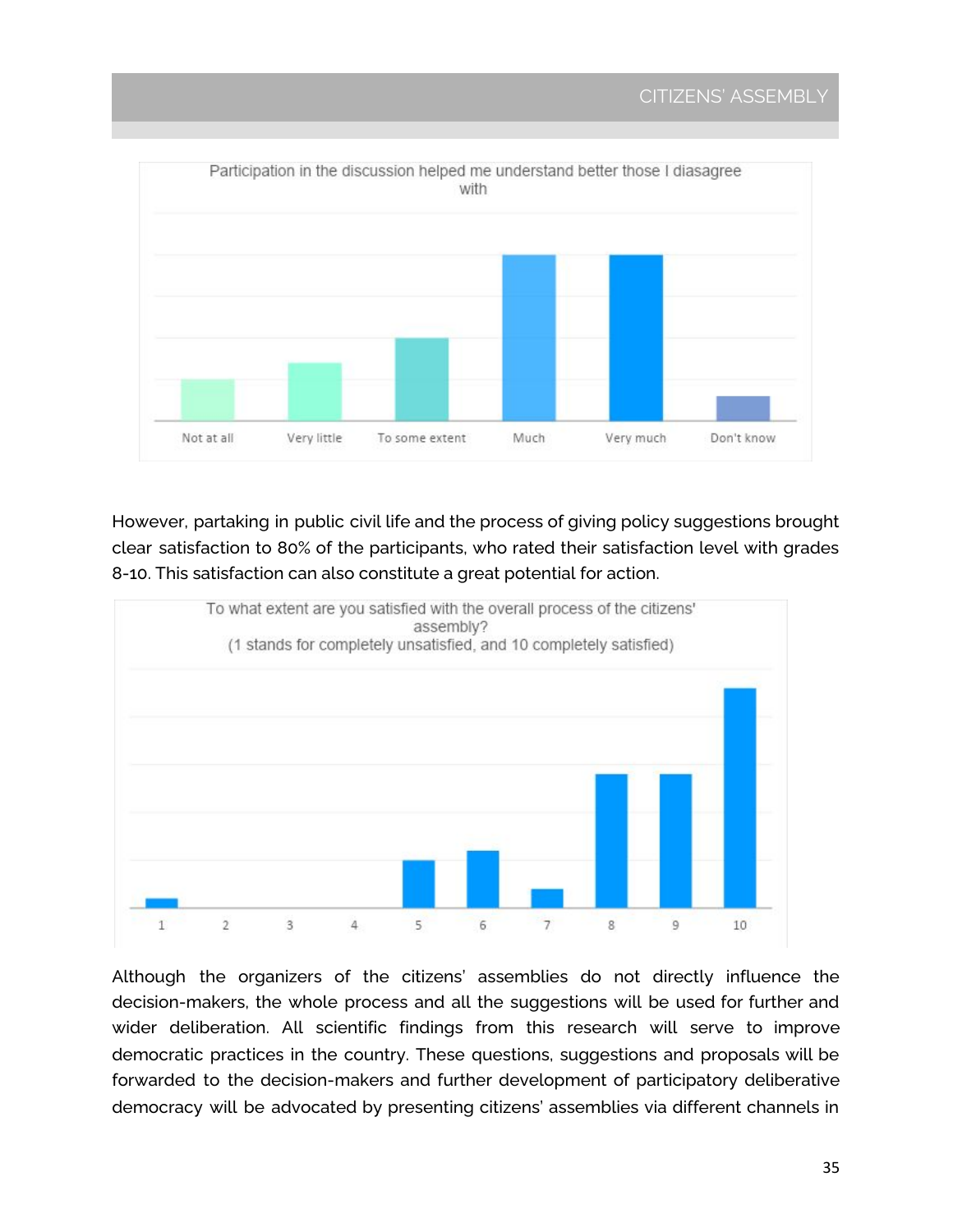Participation in the discussion helped me understand better those I diasagree with

Not at all | Very little | To some extent | Much | Very much | Don't know

However, partaking in public civil life and the process of giving policy suggestions brought clear satisfaction to 80% of the participants, who rated their satisfaction level with grades 8-10. This satisfaction can also constitute a great potential for action.

To what extent are you satisfied with the overall process of the citizens' assembly?
(1 stands for completely unsatisfied, and 10 completely satisfied)

1 | 2 | 3 | 4 | 5 | 6 | 7 | 8 | 9 | 10

Although the organizers of the citizens' assemblies do not directly influence the decision-makers, the whole process and all the suggestions will be used for further and wider deliberation. All scientific findings from this research will serve to improve democratic practices in the country. These questions, suggestions and proposals will be forwarded to the decision-makers and further development of participatory deliberative democracy will be advocated by presenting citizens' assemblies via different channels in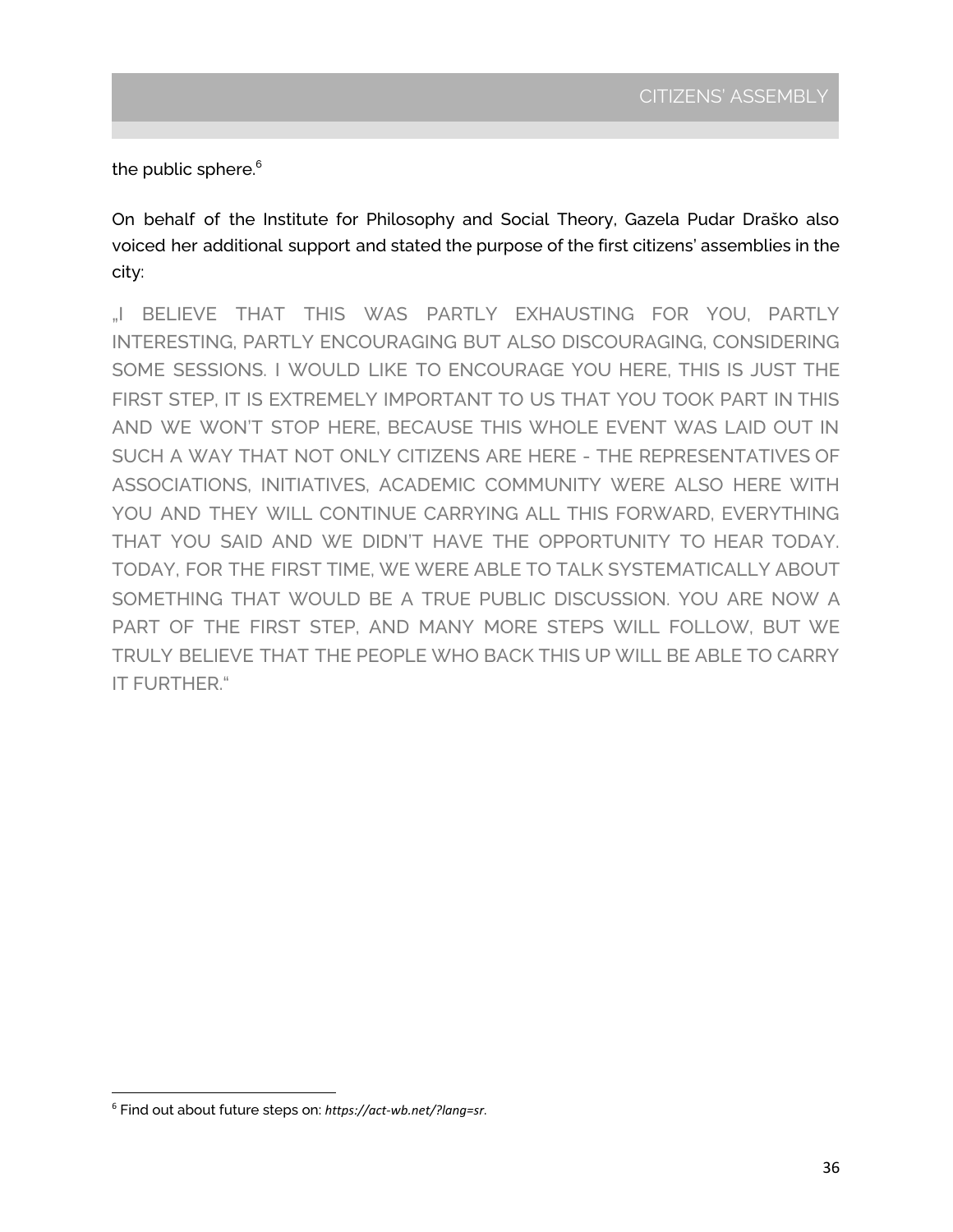the public sphere.[6]

On behalf of the Institute for Philosophy and Social Theory, Gazela Pudar Draško also voiced her additional support and stated the purpose of the first citizens' assemblies in the city:

„I BELIEVE THAT THIS WAS PARTLY EXHAUSTING FOR YOU, PARTLY INTERESTING, PARTLY ENCOURAGING BUT ALSO DISCOURAGING, CONSIDERING SOME SESSIONS. I WOULD LIKE TO ENCOURAGE YOU HERE, THIS IS JUST THE FIRST STEP, IT IS EXTREMELY IMPORTANT TO US THAT YOU TOOK PART IN THIS AND WE WON'T STOP HERE, BECAUSE THIS WHOLE EVENT WAS LAID OUT IN SUCH A WAY THAT NOT ONLY CITIZENS ARE HERE - THE REPRESENTATIVES OF ASSOCIATIONS, INITIATIVES, ACADEMIC COMMUNITY WERE ALSO HERE WITH YOU AND THEY WILL CONTINUE CARRYING ALL THIS FORWARD, EVERYTHING THAT YOU SAID AND WE DIDN'T HAVE THE OPPORTUNITY TO HEAR TODAY. TODAY, FOR THE FIRST TIME, WE WERE ABLE TO TALK SYSTEMATICALLY ABOUT SOMETHING THAT WOULD BE A TRUE PUBLIC DISCUSSION. YOU ARE NOW A PART OF THE FIRST STEP, AND MANY MORE STEPS WILL FOLLOW, BUT WE TRULY BELIEVE THAT THE PEOPLE WHO BACK THIS UP WILL BE ABLE TO CARRY IT FURTHER."

---

[6] Find out about future steps on: *https://act-wb.net/?lang=sr*.